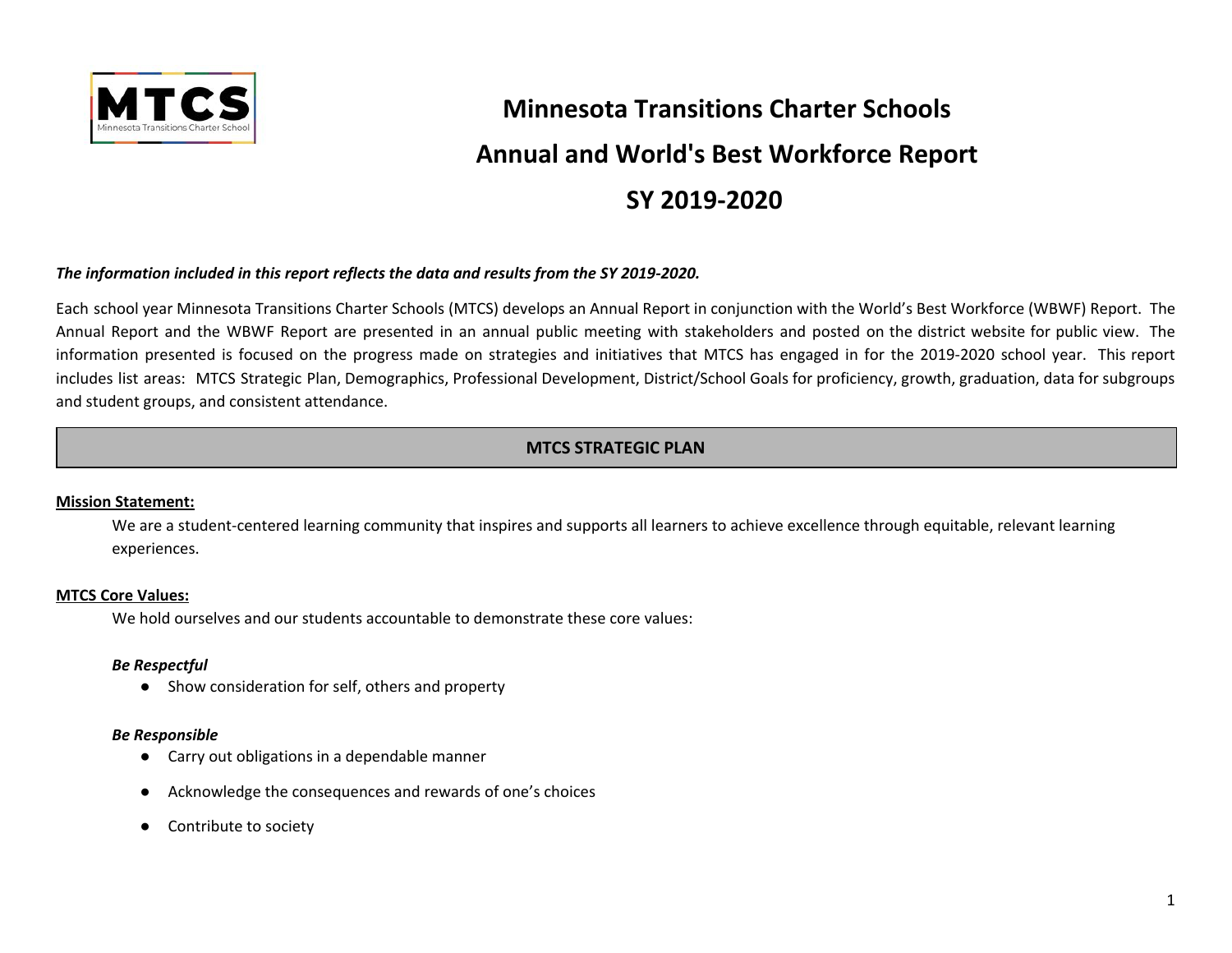# Minnesota Transitions Charter Schools

# Annual and World's Best Workforce Report

# SY 2019-2020

***The information included in this report reflects the data and results from the SY 2019-2020.***

Each school year Minnesota Transitions Charter Schools (MTCS) develops an Annual Report in conjunction with the World's Best Workforce (WBWF) Report. The Annual Report and the WBWF Report are presented in an annual public meeting with stakeholders and posted on the district website for public view. The information presented is focused on the progress made on strategies and initiatives that MTCS has engaged in for the 2019-2020 school year. This report includes list areas: MTCS Strategic Plan, Demographics, Professional Development, District/School Goals for proficiency, growth, graduation, data for subgroups and student groups, and consistent attendance.

## MTCS STRATEGIC PLAN

**Mission Statement:**

We are a student-centered learning community that inspires and supports all learners to achieve excellence through equitable, relevant learning experiences.

**MTCS Core Values:**

We hold ourselves and our students accountable to demonstrate these core values:

***Be Respectful***

- Show consideration for self, others and property

***Be Responsible***

- Carry out obligations in a dependable manner
- Acknowledge the consequences and rewards of one's choices
- Contribute to society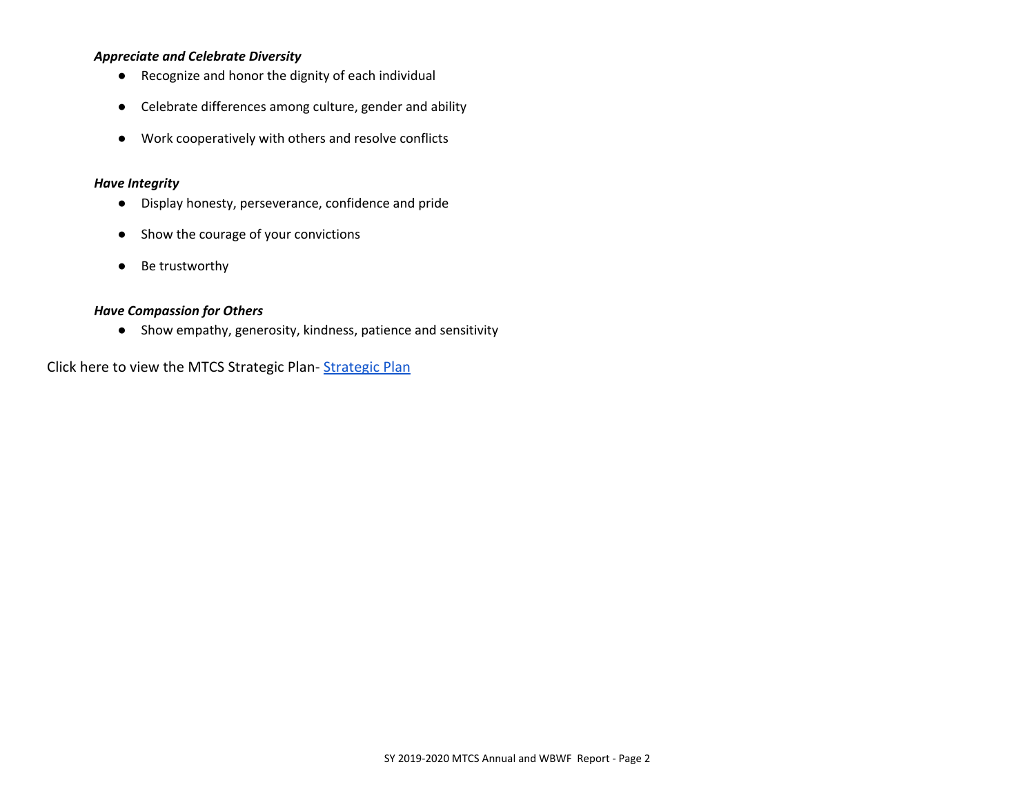***Appreciate and Celebrate Diversity***

- Recognize and honor the dignity of each individual
- Celebrate differences among culture, gender and ability
- Work cooperatively with others and resolve conflicts

***Have Integrity***

- Display honesty, perseverance, confidence and pride
- Show the courage of your convictions
- Be trustworthy

***Have Compassion for Others***

- Show empathy, generosity, kindness, patience and sensitivity

Click here to view the MTCS Strategic Plan- Strategic Plan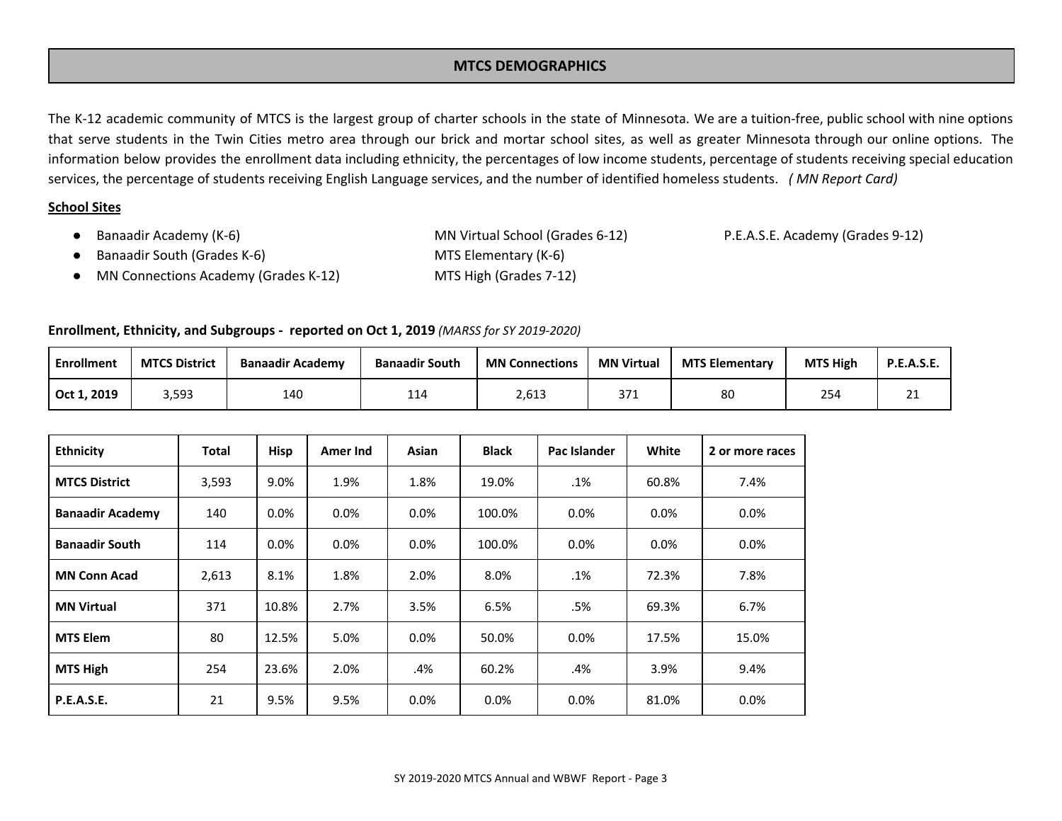## MTCS DEMOGRAPHICS

The K-12 academic community of MTCS is the largest group of charter schools in the state of Minnesota. We are a tuition-free, public school with nine options that serve students in the Twin Cities metro area through our brick and mortar school sites, as well as greater Minnesota through our online options. The information below provides the enrollment data including ethnicity, the percentages of low income students, percentage of students receiving special education services, the percentage of students receiving English Language services, and the number of identified homeless students. *( MN Report Card)*

**School Sites**

- Banaadir Academy (K-6)
- Banaadir South (Grades K-6)
- MN Connections Academy (Grades K-12)
- MN Virtual School (Grades 6-12)
- MTS Elementary (K-6)
- MTS High (Grades 7-12)
- P.E.A.S.E. Academy (Grades 9-12)

**Enrollment, Ethnicity, and Subgroups - reported on Oct 1, 2019** *(MARSS for SY 2019-2020)*

| Enrollment | MTCS District | Banaadir Academy | Banaadir South | MN Connections | MN Virtual | MTS Elementary | MTS High | P.E.A.S.E. |
|---|---|---|---|---|---|---|---|---|
| Oct 1, 2019 | 3,593 | 140 | 114 | 2,613 | 371 | 80 | 254 | 21 |

| Ethnicity | Total | Hisp | Amer Ind | Asian | Black | Pac Islander | White | 2 or more races |
|---|---|---|---|---|---|---|---|---|
| MTCS District | 3,593 | 9.0% | 1.9% | 1.8% | 19.0% | .1% | 60.8% | 7.4% |
| Banaadir Academy | 140 | 0.0% | 0.0% | 0.0% | 100.0% | 0.0% | 0.0% | 0.0% |
| Banaadir South | 114 | 0.0% | 0.0% | 0.0% | 100.0% | 0.0% | 0.0% | 0.0% |
| MN Conn Acad | 2,613 | 8.1% | 1.8% | 2.0% | 8.0% | .1% | 72.3% | 7.8% |
| MN Virtual | 371 | 10.8% | 2.7% | 3.5% | 6.5% | .5% | 69.3% | 6.7% |
| MTS Elem | 80 | 12.5% | 5.0% | 0.0% | 50.0% | 0.0% | 17.5% | 15.0% |
| MTS High | 254 | 23.6% | 2.0% | .4% | 60.2% | .4% | 3.9% | 9.4% |
| P.E.A.S.E. | 21 | 9.5% | 9.5% | 0.0% | 0.0% | 0.0% | 81.0% | 0.0% |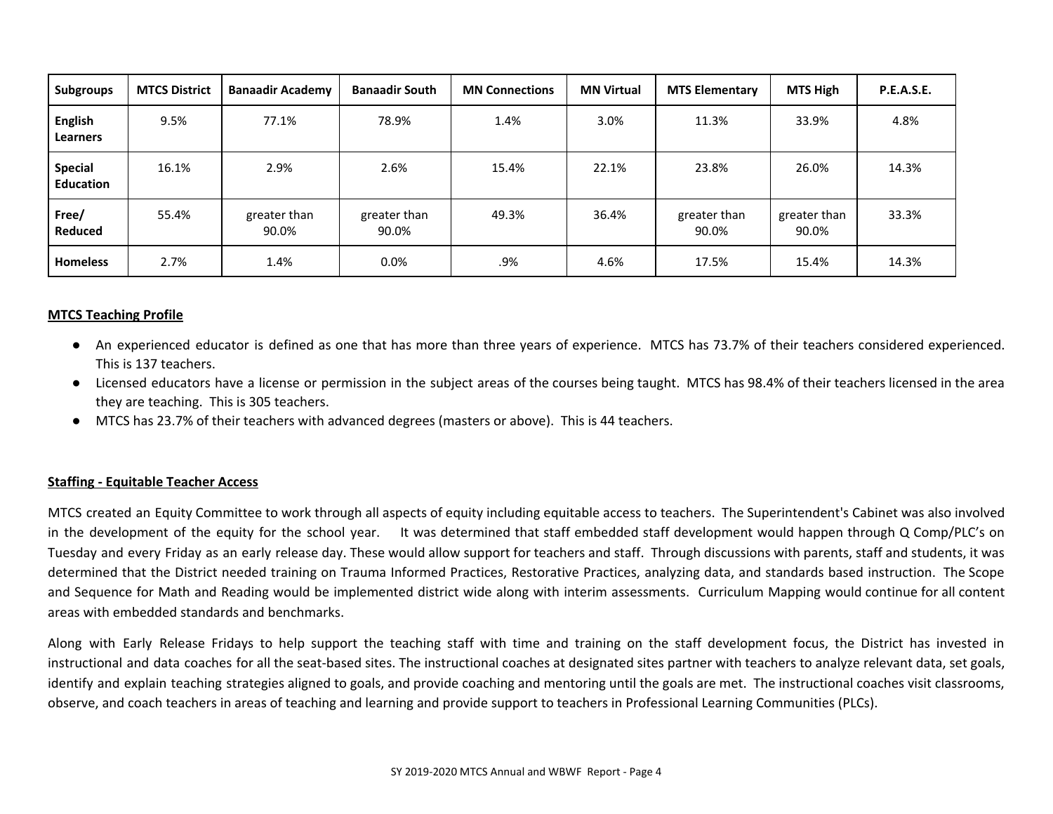| Subgroups | MTCS District | Banaadir Academy | Banaadir South | MN Connections | MN Virtual | MTS Elementary | MTS High | P.E.A.S.E. |
|---|---|---|---|---|---|---|---|---|
| **English Learners** | 9.5% | 77.1% | 78.9% | 1.4% | 3.0% | 11.3% | 33.9% | 4.8% |
| **Special Education** | 16.1% | 2.9% | 2.6% | 15.4% | 22.1% | 23.8% | 26.0% | 14.3% |
| **Free/ Reduced** | 55.4% | greater than 90.0% | greater than 90.0% | 49.3% | 36.4% | greater than 90.0% | greater than 90.0% | 33.3% |
| **Homeless** | 2.7% | 1.4% | 0.0% | .9% | 4.6% | 17.5% | 15.4% | 14.3% |

## MTCS Teaching Profile

- An experienced educator is defined as one that has more than three years of experience. MTCS has 73.7% of their teachers considered experienced. This is 137 teachers.
- Licensed educators have a license or permission in the subject areas of the courses being taught. MTCS has 98.4% of their teachers licensed in the area they are teaching. This is 305 teachers.
- MTCS has 23.7% of their teachers with advanced degrees (masters or above). This is 44 teachers.

## Staffing - Equitable Teacher Access

MTCS created an Equity Committee to work through all aspects of equity including equitable access to teachers. The Superintendent's Cabinet was also involved in the development of the equity for the school year. It was determined that staff embedded staff development would happen through Q Comp/PLC's on Tuesday and every Friday as an early release day. These would allow support for teachers and staff. Through discussions with parents, staff and students, it was determined that the District needed training on Trauma Informed Practices, Restorative Practices, analyzing data, and standards based instruction. The Scope and Sequence for Math and Reading would be implemented district wide along with interim assessments. Curriculum Mapping would continue for all content areas with embedded standards and benchmarks.

Along with Early Release Fridays to help support the teaching staff with time and training on the staff development focus, the District has invested in instructional and data coaches for all the seat-based sites. The instructional coaches at designated sites partner with teachers to analyze relevant data, set goals, identify and explain teaching strategies aligned to goals, and provide coaching and mentoring until the goals are met. The instructional coaches visit classrooms, observe, and coach teachers in areas of teaching and learning and provide support to teachers in Professional Learning Communities (PLCs).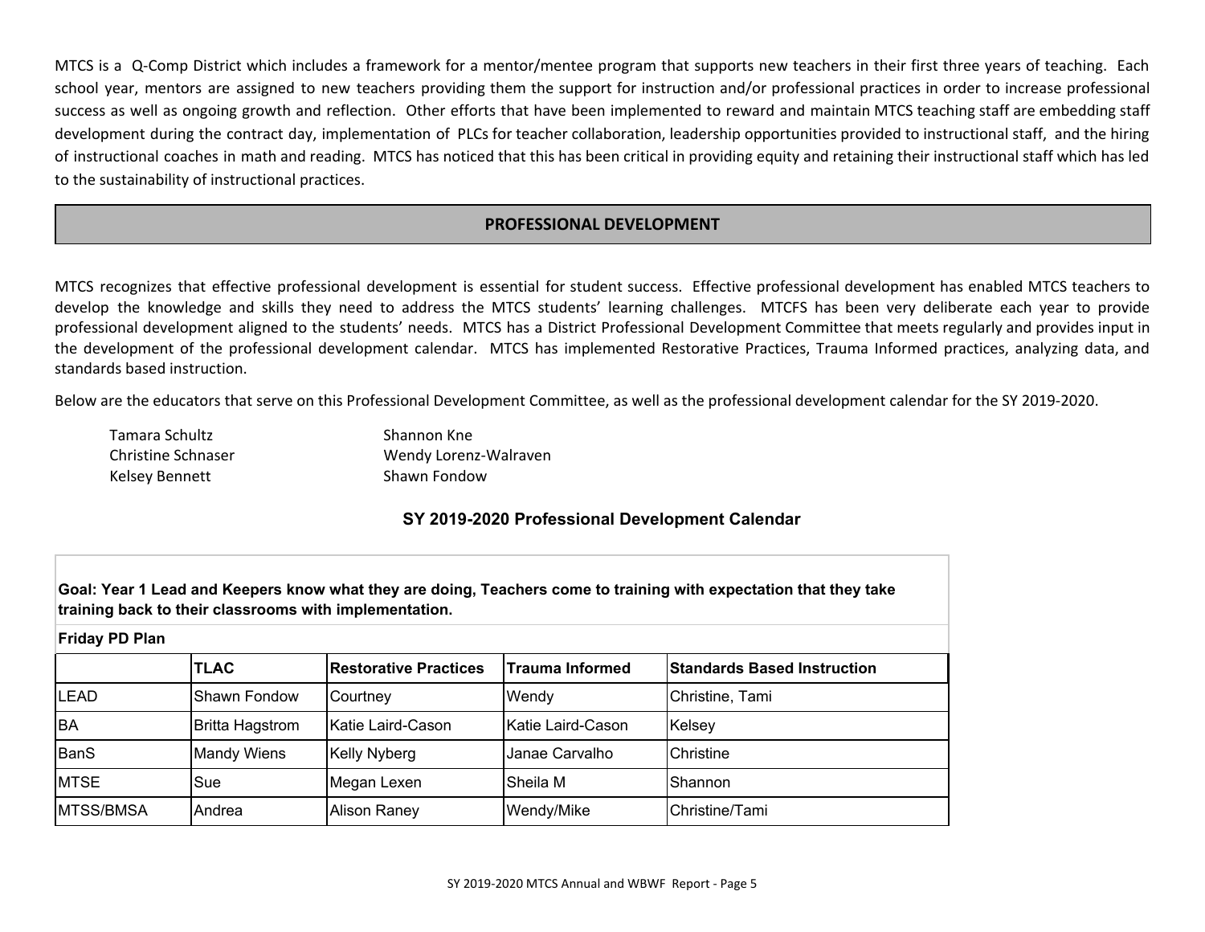MTCS is a Q-Comp District which includes a framework for a mentor/mentee program that supports new teachers in their first three years of teaching. Each school year, mentors are assigned to new teachers providing them the support for instruction and/or professional practices in order to increase professional success as well as ongoing growth and reflection. Other efforts that have been implemented to reward and maintain MTCS teaching staff are embedding staff development during the contract day, implementation of PLCs for teacher collaboration, leadership opportunities provided to instructional staff, and the hiring of instructional coaches in math and reading. MTCS has noticed that this has been critical in providing equity and retaining their instructional staff which has led to the sustainability of instructional practices.

## PROFESSIONAL DEVELOPMENT

MTCS recognizes that effective professional development is essential for student success. Effective professional development has enabled MTCS teachers to develop the knowledge and skills they need to address the MTCS students' learning challenges. MTCFS has been very deliberate each year to provide professional development aligned to the students' needs. MTCS has a District Professional Development Committee that meets regularly and provides input in the development of the professional development calendar. MTCS has implemented Restorative Practices, Trauma Informed practices, analyzing data, and standards based instruction.

Below are the educators that serve on this Professional Development Committee, as well as the professional development calendar for the SY 2019-2020.

- Tamara Schultz
- Christine Schnaser
- Kelsey Bennett
- Shannon Kne
- Wendy Lorenz-Walraven
- Shawn Fondow

### SY 2019-2020 Professional Development Calendar

**Goal: Year 1 Lead and Keepers know what they are doing, Teachers come to training with expectation that they take training back to their classrooms with implementation.**

**Friday PD Plan**

| | TLAC | Restorative Practices | Trauma Informed | Standards Based Instruction |
|---|---|---|---|---|
| LEAD | Shawn Fondow | Courtney | Wendy | Christine, Tami |
| BA | Britta Hagstrom | Katie Laird-Cason | Katie Laird-Cason | Kelsey |
| BanS | Mandy Wiens | Kelly Nyberg | Janae Carvalho | Christine |
| MTSE | Sue | Megan Lexen | Sheila M | Shannon |
| MTSS/BMSA | Andrea | Alison Raney | Wendy/Mike | Christine/Tami |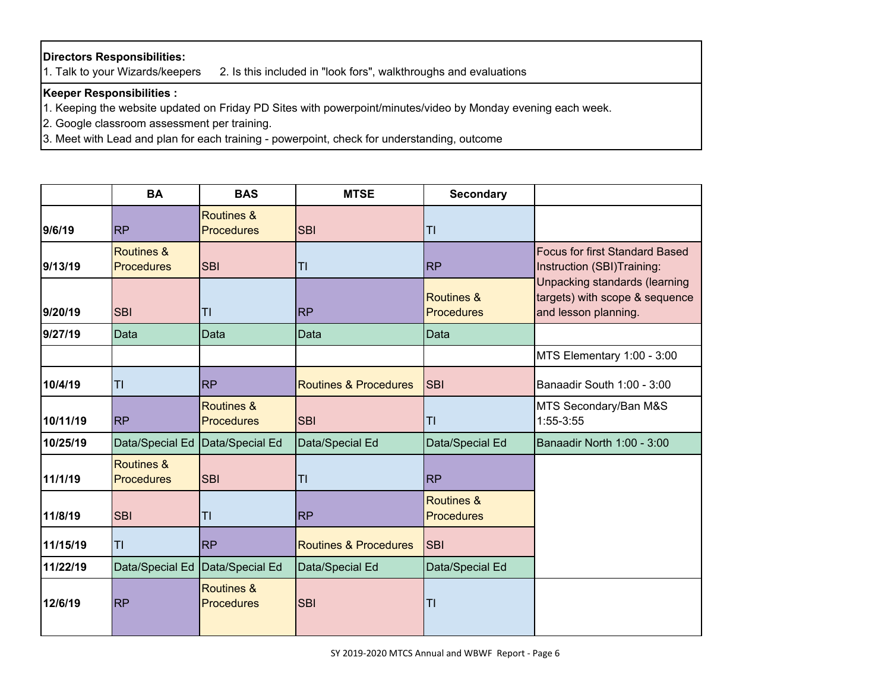**Directors Responsibilities:**

1. Talk to your Wizards/keepers
2. Is this included in "look fors", walkthroughs and evaluations

**Keeper Responsibilities :**

1. Keeping the website updated on Friday PD Sites with powerpoint/minutes/video by Monday evening each week.
2. Google classroom assessment per training.
3. Meet with Lead and plan for each training - powerpoint, check for understanding, outcome

| | BA | BAS | MTSE | Secondary | |
|---|---|---|---|---|---|
| 9/6/19 | RP | Routines & Procedures | SBI | TI | |
| 9/13/19 | Routines & Procedures | SBI | TI | RP | Focus for first Standard Based Instruction (SBI)Training: Unpacking standards (learning targets) with scope & sequence and lesson planning. |
| 9/20/19 | SBI | TI | RP | Routines & Procedures | |
| 9/27/19 | Data | Data | Data | Data | |
| | | | | | MTS Elementary 1:00 - 3:00 |
| 10/4/19 | TI | RP | Routines & Procedures | SBI | Banaadir South 1:00 - 3:00 |
| 10/11/19 | RP | Routines & Procedures | SBI | TI | MTS Secondary/Ban M&S 1:55-3:55 |
| 10/25/19 | Data/Special Ed | Data/Special Ed | Data/Special Ed | Data/Special Ed | Banaadir North 1:00 - 3:00 |
| 11/1/19 | Routines & Procedures | SBI | TI | RP | |
| 11/8/19 | SBI | TI | RP | Routines & Procedures | |
| 11/15/19 | TI | RP | Routines & Procedures | SBI | |
| 11/22/19 | Data/Special Ed | Data/Special Ed | Data/Special Ed | Data/Special Ed | |
| 12/6/19 | RP | Routines & Procedures | SBI | TI | |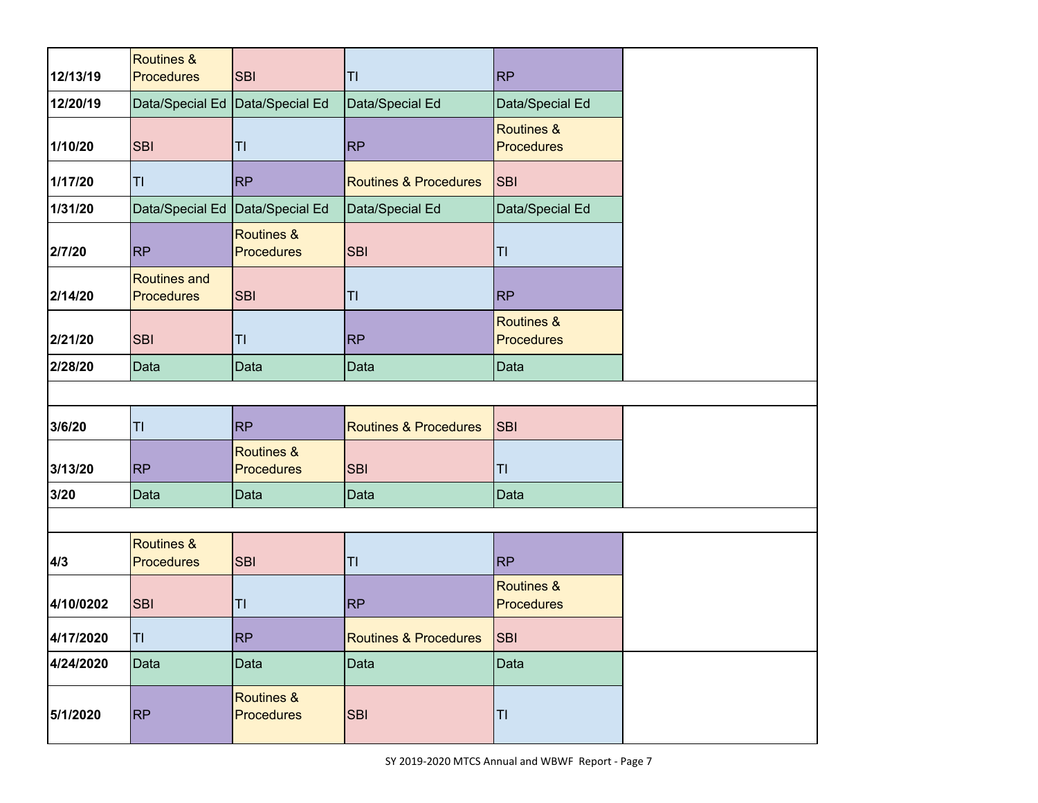| | | | | | |
|---|---|---|---|---|---|
| 12/13/19 | Routines & Procedures | SBI | TI | RP | |
| 12/20/19 | Data/Special Ed | Data/Special Ed | Data/Special Ed | Data/Special Ed | |
| 1/10/20 | SBI | TI | RP | Routines & Procedures | |
| 1/17/20 | TI | RP | Routines & Procedures | SBI | |
| 1/31/20 | Data/Special Ed | Data/Special Ed | Data/Special Ed | Data/Special Ed | |
| 2/7/20 | RP | Routines & Procedures | SBI | TI | |
| 2/14/20 | Routines and Procedures | SBI | TI | RP | |
| 2/21/20 | SBI | TI | RP | Routines & Procedures | |
| 2/28/20 | Data | Data | Data | Data | |
| | | | | | |
| 3/6/20 | TI | RP | Routines & Procedures | SBI | |
| 3/13/20 | RP | Routines & Procedures | SBI | TI | |
| 3/20 | Data | Data | Data | Data | |
| | | | | | |
| 4/3 | Routines & Procedures | SBI | TI | RP | |
| 4/10/0202 | SBI | TI | RP | Routines & Procedures | |
| 4/17/2020 | TI | RP | Routines & Procedures | SBI | |
| 4/24/2020 | Data | Data | Data | Data | |
| 5/1/2020 | RP | Routines & Procedures | SBI | TI | |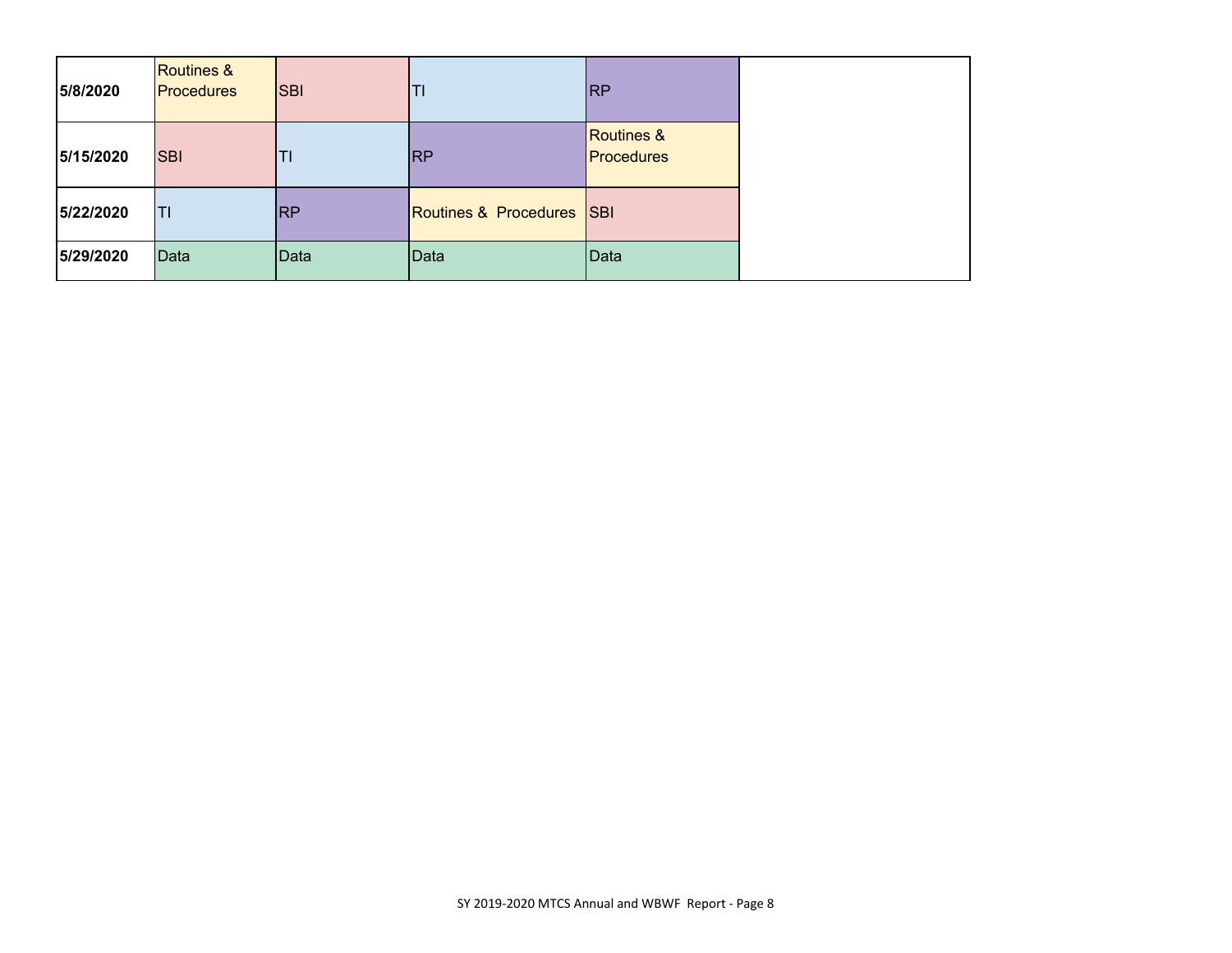| | | | | | |
|---|---|---|---|---|---|
| **5/8/2020** | Routines & Procedures | SBI | TI | RP | |
| **5/15/2020** | SBI | TI | RP | Routines & Procedures | |
| **5/22/2020** | TI | RP | Routines & Procedures | SBI | |
| **5/29/2020** | Data | Data | Data | Data | |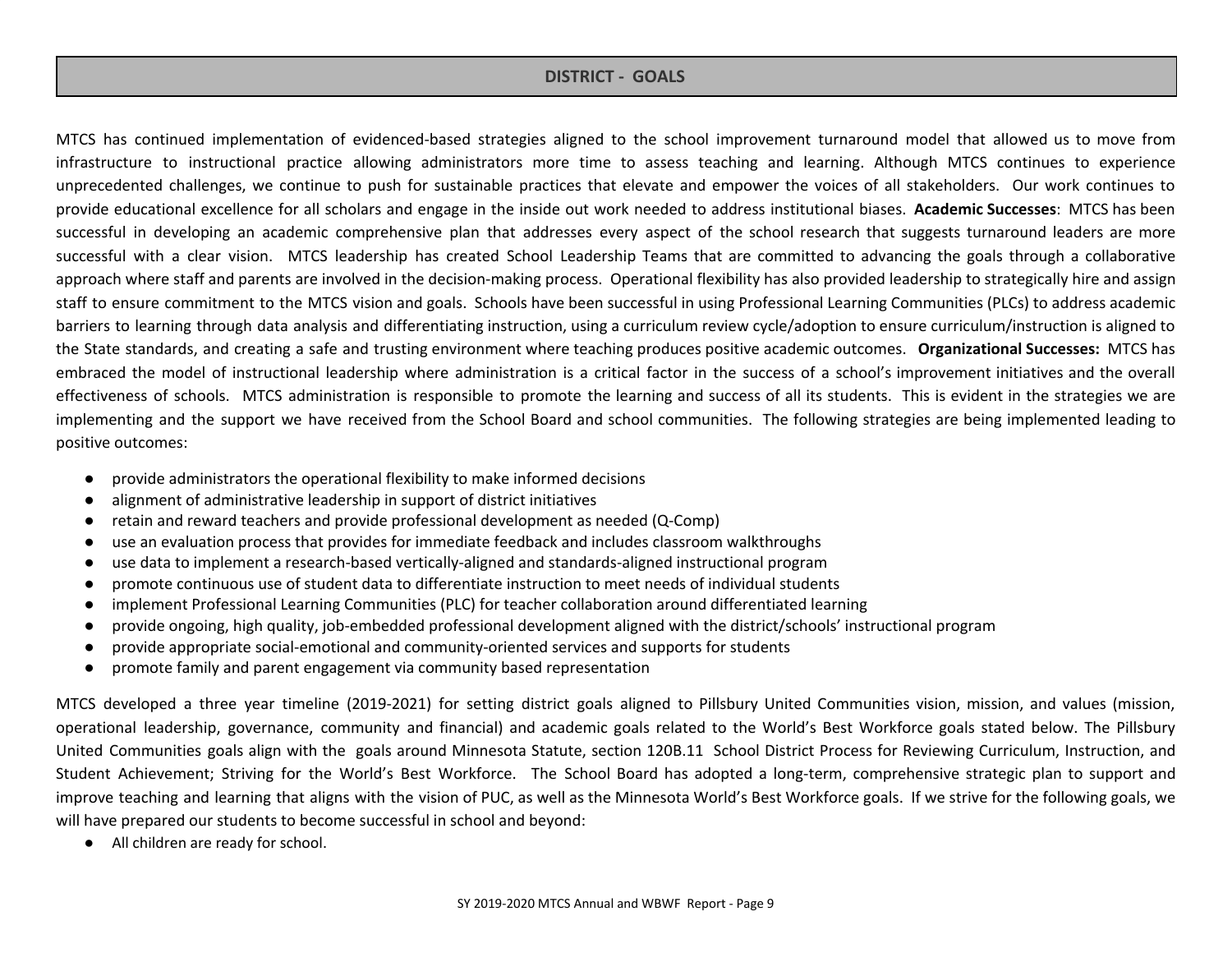## DISTRICT - GOALS

MTCS has continued implementation of evidenced-based strategies aligned to the school improvement turnaround model that allowed us to move from infrastructure to instructional practice allowing administrators more time to assess teaching and learning. Although MTCS continues to experience unprecedented challenges, we continue to push for sustainable practices that elevate and empower the voices of all stakeholders. Our work continues to provide educational excellence for all scholars and engage in the inside out work needed to address institutional biases. **Academic Successes**: MTCS has been successful in developing an academic comprehensive plan that addresses every aspect of the school research that suggests turnaround leaders are more successful with a clear vision. MTCS leadership has created School Leadership Teams that are committed to advancing the goals through a collaborative approach where staff and parents are involved in the decision-making process. Operational flexibility has also provided leadership to strategically hire and assign staff to ensure commitment to the MTCS vision and goals. Schools have been successful in using Professional Learning Communities (PLCs) to address academic barriers to learning through data analysis and differentiating instruction, using a curriculum review cycle/adoption to ensure curriculum/instruction is aligned to the State standards, and creating a safe and trusting environment where teaching produces positive academic outcomes. **Organizational Successes:** MTCS has embraced the model of instructional leadership where administration is a critical factor in the success of a school's improvement initiatives and the overall effectiveness of schools. MTCS administration is responsible to promote the learning and success of all its students. This is evident in the strategies we are implementing and the support we have received from the School Board and school communities. The following strategies are being implemented leading to positive outcomes:

- provide administrators the operational flexibility to make informed decisions
- alignment of administrative leadership in support of district initiatives
- retain and reward teachers and provide professional development as needed (Q-Comp)
- use an evaluation process that provides for immediate feedback and includes classroom walkthroughs
- use data to implement a research-based vertically-aligned and standards-aligned instructional program
- promote continuous use of student data to differentiate instruction to meet needs of individual students
- implement Professional Learning Communities (PLC) for teacher collaboration around differentiated learning
- provide ongoing, high quality, job-embedded professional development aligned with the district/schools' instructional program
- provide appropriate social-emotional and community-oriented services and supports for students
- promote family and parent engagement via community based representation

MTCS developed a three year timeline (2019-2021) for setting district goals aligned to Pillsbury United Communities vision, mission, and values (mission, operational leadership, governance, community and financial) and academic goals related to the World's Best Workforce goals stated below. The Pillsbury United Communities goals align with the goals around Minnesota Statute, section 120B.11 School District Process for Reviewing Curriculum, Instruction, and Student Achievement; Striving for the World's Best Workforce. The School Board has adopted a long-term, comprehensive strategic plan to support and improve teaching and learning that aligns with the vision of PUC, as well as the Minnesota World's Best Workforce goals. If we strive for the following goals, we will have prepared our students to become successful in school and beyond:

- All children are ready for school.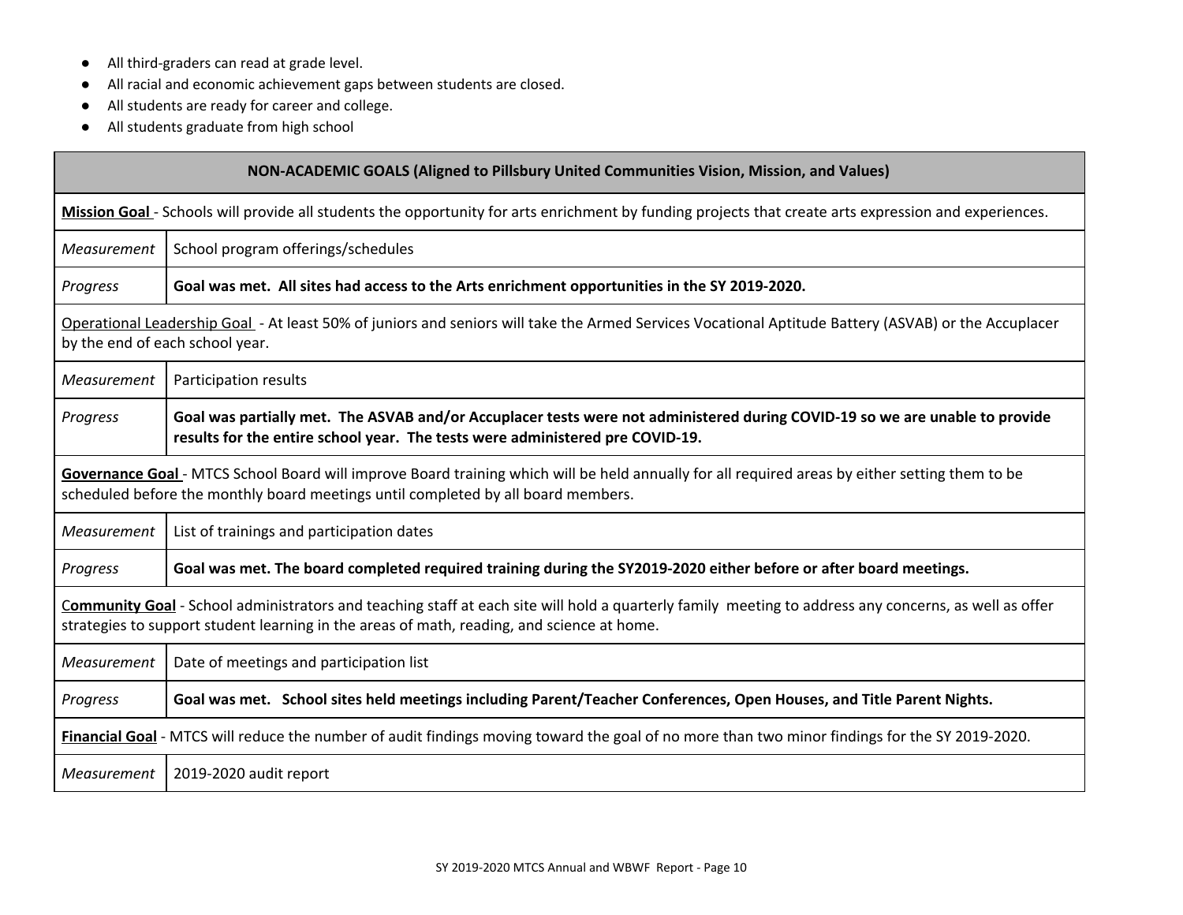- All third-graders can read at grade level.
- All racial and economic achievement gaps between students are closed.
- All students are ready for career and college.
- All students graduate from high school

| **NON-ACADEMIC GOALS (Aligned to Pillsbury United Communities Vision, Mission, and Values)** | |
|---|---|
| **Mission Goal** - Schools will provide all students the opportunity for arts enrichment by funding projects that create arts expression and experiences. | |
| *Measurement* | School program offerings/schedules |
| *Progress* | **Goal was met. All sites had access to the Arts enrichment opportunities in the SY 2019-2020.** |
| Operational Leadership Goal - At least 50% of juniors and seniors will take the Armed Services Vocational Aptitude Battery (ASVAB) or the Accuplacer by the end of each school year. | |
| *Measurement* | Participation results |
| *Progress* | **Goal was partially met. The ASVAB and/or Accuplacer tests were not administered during COVID-19 so we are unable to provide results for the entire school year. The tests were administered pre COVID-19.** |
| **Governance Goal** - MTCS School Board will improve Board training which will be held annually for all required areas by either setting them to be scheduled before the monthly board meetings until completed by all board members. | |
| *Measurement* | List of trainings and participation dates |
| *Progress* | **Goal was met. The board completed required training during the SY2019-2020 either before or after board meetings.** |
| **Community Goal** - School administrators and teaching staff at each site will hold a quarterly family meeting to address any concerns, as well as offer strategies to support student learning in the areas of math, reading, and science at home. | |
| *Measurement* | Date of meetings and participation list |
| *Progress* | **Goal was met. School sites held meetings including Parent/Teacher Conferences, Open Houses, and Title Parent Nights.** |
| **Financial Goal** - MTCS will reduce the number of audit findings moving toward the goal of no more than two minor findings for the SY 2019-2020. | |
| *Measurement* | 2019-2020 audit report |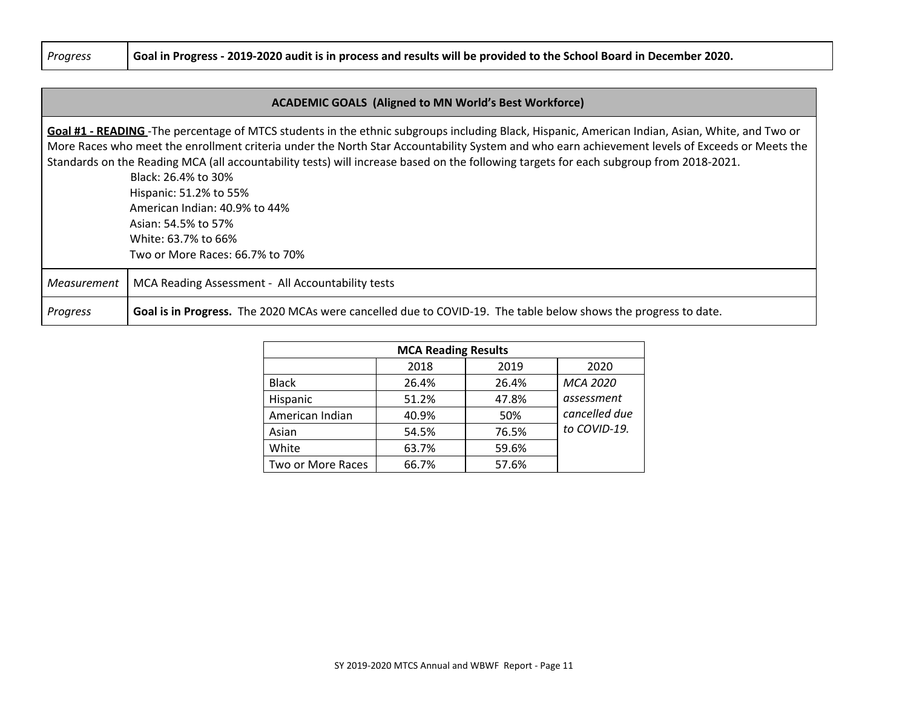| *Progress* | **Goal in Progress - 2019-2020 audit is in process and results will be provided to the School Board in December 2020.** |
|---|---|

## ACADEMIC GOALS (Aligned to MN World's Best Workforce)

**Goal #1 - READING** -The percentage of MTCS students in the ethnic subgroups including Black, Hispanic, American Indian, Asian, White, and Two or More Races who meet the enrollment criteria under the North Star Accountability System and who earn achievement levels of Exceeds or Meets the Standards on the Reading MCA (all accountability tests) will increase based on the following targets for each subgroup from 2018-2021.

- Black: 26.4% to 30%
- Hispanic: 51.2% to 55%
- American Indian: 40.9% to 44%
- Asian: 54.5% to 57%
- White: 63.7% to 66%
- Two or More Races: 66.7% to 70%

| *Measurement* | MCA Reading Assessment - All Accountability tests |
|---|---|
| *Progress* | **Goal is in Progress.** The 2020 MCAs were cancelled due to COVID-19. The table below shows the progress to date. |

| MCA Reading Results | | | |
|---|---|---|---|
| | 2018 | 2019 | 2020 |
| Black | 26.4% | 26.4% | *MCA 2020 assessment cancelled due to COVID-19.* |
| Hispanic | 51.2% | 47.8% | |
| American Indian | 40.9% | 50% | |
| Asian | 54.5% | 76.5% | |
| White | 63.7% | 59.6% | |
| Two or More Races | 66.7% | 57.6% | |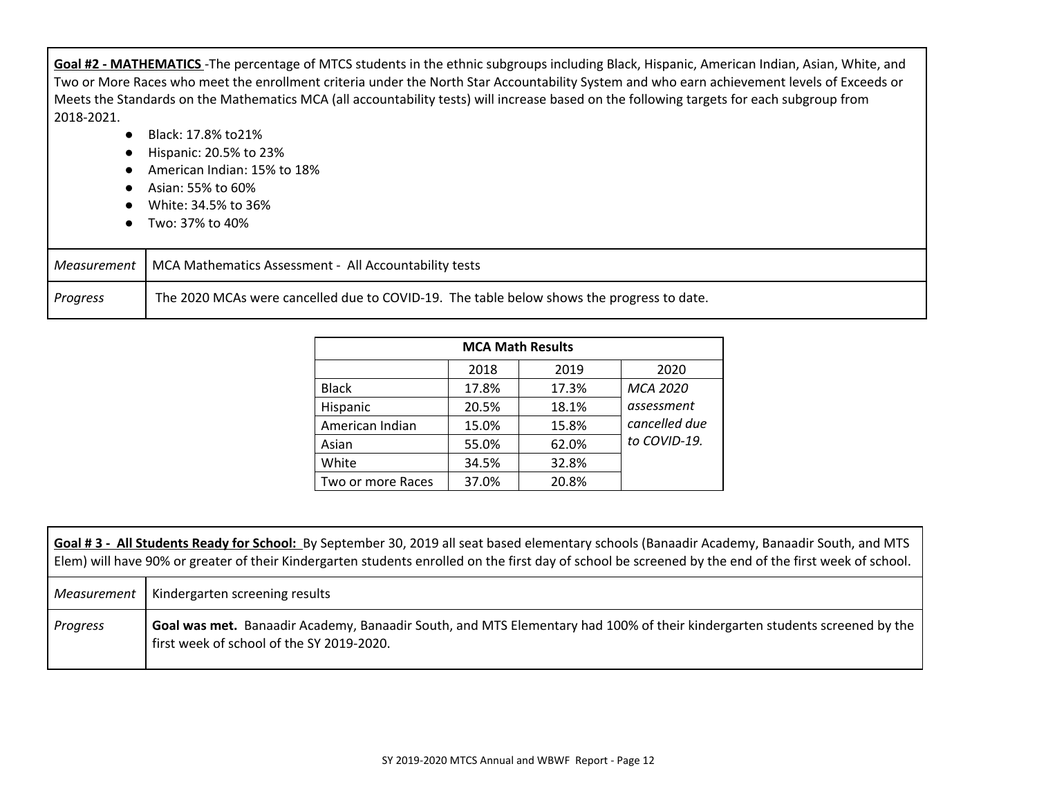**Goal #2 - MATHEMATICS** -The percentage of MTCS students in the ethnic subgroups including Black, Hispanic, American Indian, Asian, White, and Two or More Races who meet the enrollment criteria under the North Star Accountability System and who earn achievement levels of Exceeds or Meets the Standards on the Mathematics MCA (all accountability tests) will increase based on the following targets for each subgroup from 2018-2021.

- Black: 17.8% to21%
- Hispanic: 20.5% to 23%
- American Indian: 15% to 18%
- Asian: 55% to 60%
- White: 34.5% to 36%
- Two: 37% to 40%

| | |
|---|---|
| *Measurement* | MCA Mathematics Assessment - All Accountability tests |
| *Progress* | The 2020 MCAs were cancelled due to COVID-19. The table below shows the progress to date. |

**MCA Math Results**

| | 2018 | 2019 | 2020 |
|---|---|---|---|
| Black | 17.8% | 17.3% | *MCA 2020 assessment cancelled due to COVID-19.* |
| Hispanic | 20.5% | 18.1% | |
| American Indian | 15.0% | 15.8% | |
| Asian | 55.0% | 62.0% | |
| White | 34.5% | 32.8% | |
| Two or more Races | 37.0% | 20.8% | |

**Goal # 3 - All Students Ready for School:** By September 30, 2019 all seat based elementary schools (Banaadir Academy, Banaadir South, and MTS Elem) will have 90% or greater of their Kindergarten students enrolled on the first day of school be screened by the end of the first week of school.

| | |
|---|---|
| *Measurement* | Kindergarten screening results |
| *Progress* | **Goal was met.** Banaadir Academy, Banaadir South, and MTS Elementary had 100% of their kindergarten students screened by the first week of school of the SY 2019-2020. |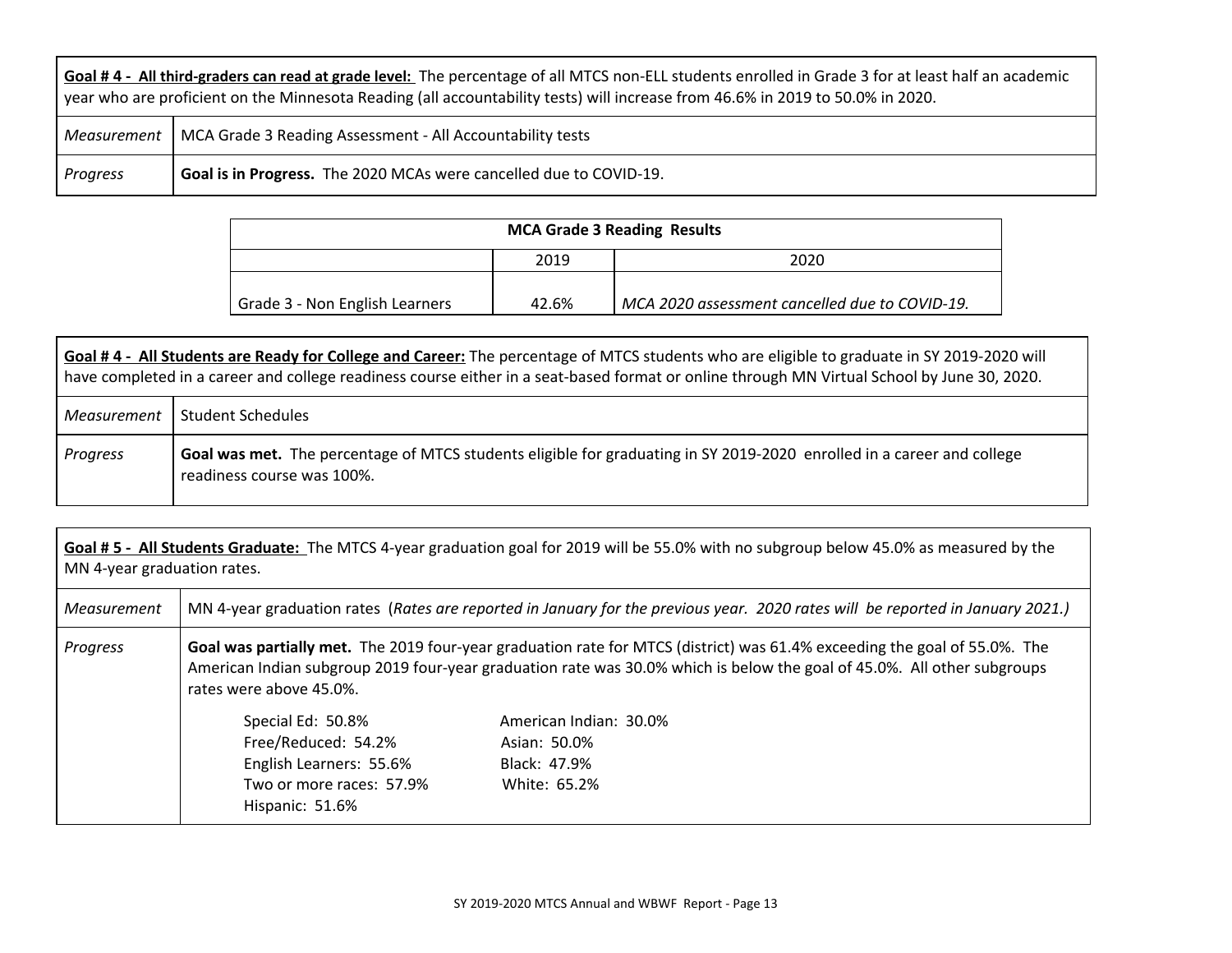| **Goal # 4 - All third-graders can read at grade level:** The percentage of all MTCS non-ELL students enrolled in Grade 3 for at least half an academic year who are proficient on the Minnesota Reading (all accountability tests) will increase from 46.6% in 2019 to 50.0% in 2020. | |
|---|---|
| *Measurement* | MCA Grade 3 Reading Assessment - All Accountability tests |
| *Progress* | **Goal is in Progress.** The 2020 MCAs were cancelled due to COVID-19. |

| **MCA Grade 3 Reading Results** | | |
|---|---|---|
| | 2019 | 2020 |
| Grade 3 - Non English Learners | 42.6% | *MCA 2020 assessment cancelled due to COVID-19.* |

| **Goal # 4 - All Students are Ready for College and Career:** The percentage of MTCS students who are eligible to graduate in SY 2019-2020 will have completed in a career and college readiness course either in a seat-based format or online through MN Virtual School by June 30, 2020. | |
|---|---|
| *Measurement* | Student Schedules |
| *Progress* | **Goal was met.** The percentage of MTCS students eligible for graduating in SY 2019-2020 enrolled in a career and college readiness course was 100%. |

| **Goal # 5 - All Students Graduate:** The MTCS 4-year graduation goal for 2019 will be 55.0% with no subgroup below 45.0% as measured by the MN 4-year graduation rates. | |
|---|---|
| *Measurement* | MN 4-year graduation rates (*Rates are reported in January for the previous year. 2020 rates will be reported in January 2021.)* |
| *Progress* | **Goal was partially met.** The 2019 four-year graduation rate for MTCS (district) was 61.4% exceeding the goal of 55.0%. The American Indian subgroup 2019 four-year graduation rate was 30.0% which is below the goal of 45.0%. All other subgroups rates were above 45.0%.<br><br>Special Ed: 50.8%<br>Free/Reduced: 54.2%<br>English Learners: 55.6%<br>Two or more races: 57.9%<br>Hispanic: 51.6%<br>American Indian: 30.0%<br>Asian: 50.0%<br>Black: 47.9%<br>White: 65.2% |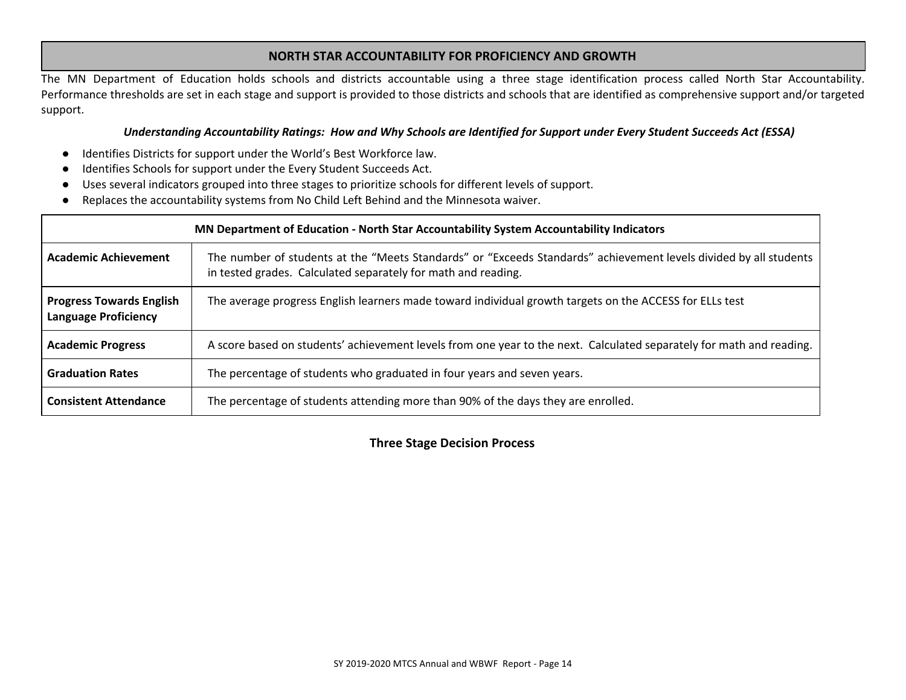## NORTH STAR ACCOUNTABILITY FOR PROFICIENCY AND GROWTH

The MN Department of Education holds schools and districts accountable using a three stage identification process called North Star Accountability. Performance thresholds are set in each stage and support is provided to those districts and schools that are identified as comprehensive support and/or targeted support.

***Understanding Accountability Ratings: How and Why Schools are Identified for Support under Every Student Succeeds Act (ESSA)***

- Identifies Districts for support under the World's Best Workforce law.
- Identifies Schools for support under the Every Student Succeeds Act.
- Uses several indicators grouped into three stages to prioritize schools for different levels of support.
- Replaces the accountability systems from No Child Left Behind and the Minnesota waiver.

| MN Department of Education - North Star Accountability System Accountability Indicators | |
|---|---|
| **Academic Achievement** | The number of students at the "Meets Standards" or "Exceeds Standards" achievement levels divided by all students in tested grades. Calculated separately for math and reading. |
| **Progress Towards English Language Proficiency** | The average progress English learners made toward individual growth targets on the ACCESS for ELLs test |
| **Academic Progress** | A score based on students' achievement levels from one year to the next. Calculated separately for math and reading. |
| **Graduation Rates** | The percentage of students who graduated in four years and seven years. |
| **Consistent Attendance** | The percentage of students attending more than 90% of the days they are enrolled. |

### Three Stage Decision Process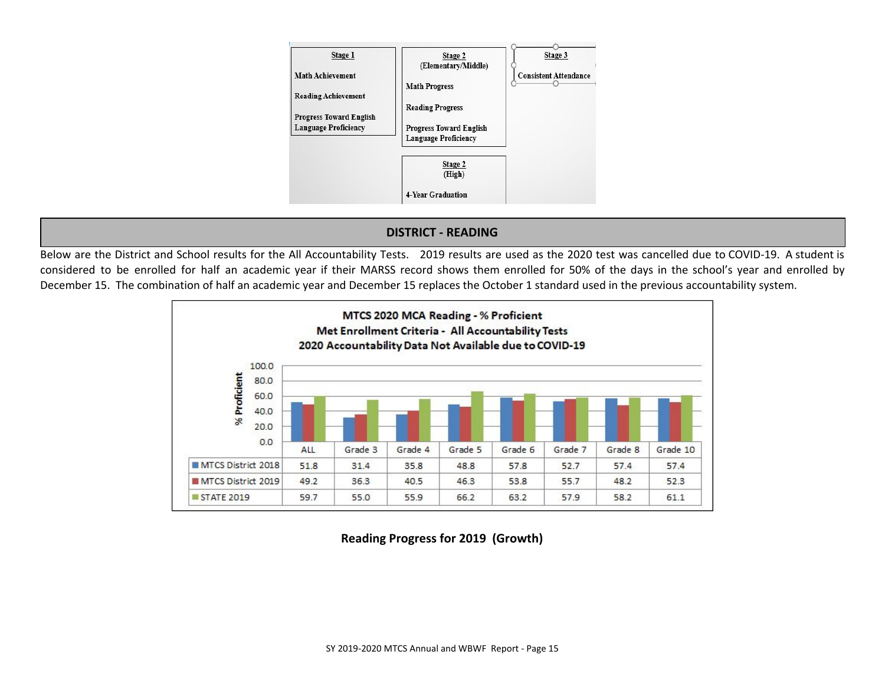| Stage 1 | Stage 2 (Elementary/Middle) | Stage 3 |
|---|---|---|
| Math Achievement | Math Progress | Consistent Attendance |
| Reading Achievement | Reading Progress | |
| Progress Toward English Language Proficiency | Progress Toward English Language Proficiency | |
| | **Stage 2 (High)** | |
| | 4-Year Graduation | |

## DISTRICT - READING

Below are the District and School results for the All Accountability Tests. 2019 results are used as the 2020 test was cancelled due to COVID-19. A student is considered to be enrolled for half an academic year if their MARSS record shows them enrolled for 50% of the days in the school's year and enrolled by December 15. The combination of half an academic year and December 15 replaces the October 1 standard used in the previous accountability system.

**MTCS 2020 MCA Reading - % Proficient**
**Met Enrollment Criteria - All Accountability Tests**
**2020 Accountability Data Not Available due to COVID-19**

| | ALL | Grade 3 | Grade 4 | Grade 5 | Grade 6 | Grade 7 | Grade 8 | Grade 10 |
|---|---|---|---|---|---|---|---|---|
| MTCS District 2018 | 51.8 | 31.4 | 35.8 | 48.8 | 57.8 | 52.7 | 57.4 | 57.4 |
| MTCS District 2019 | 49.2 | 36.3 | 40.5 | 46.3 | 53.8 | 55.7 | 48.2 | 52.3 |
| STATE 2019 | 59.7 | 55.0 | 55.9 | 66.2 | 63.2 | 57.9 | 58.2 | 61.1 |

**Reading Progress for 2019 (Growth)**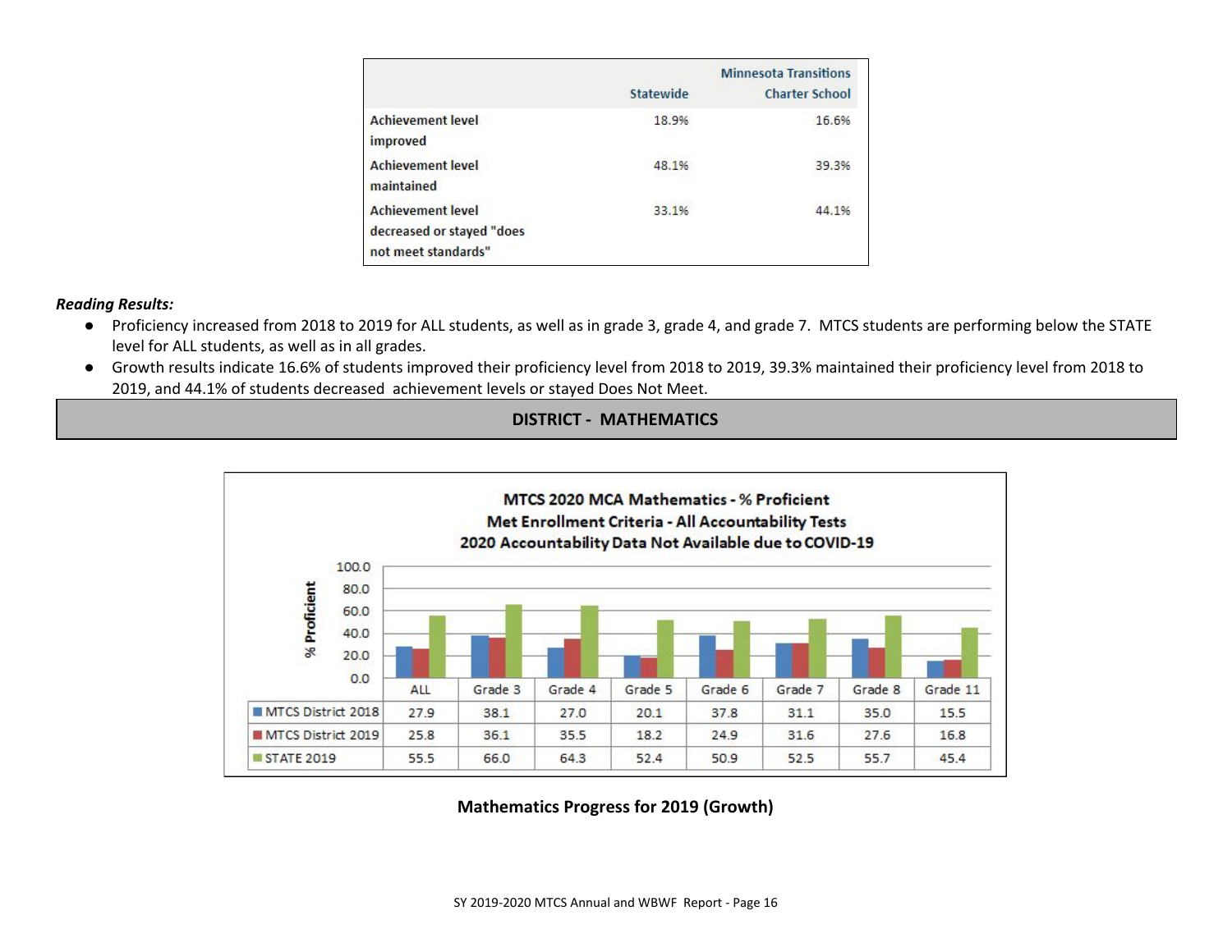|  | Statewide | Minnesota Transitions Charter School |
|---|---|---|
| Achievement level improved | 18.9% | 16.6% |
| Achievement level maintained | 48.1% | 39.3% |
| Achievement level decreased or stayed "does not meet standards" | 33.1% | 44.1% |

***Reading Results:***

- Proficiency increased from 2018 to 2019 for ALL students, as well as in grade 3, grade 4, and grade 7. MTCS students are performing below the STATE level for ALL students, as well as in all grades.
- Growth results indicate 16.6% of students improved their proficiency level from 2018 to 2019, 39.3% maintained their proficiency level from 2018 to 2019, and 44.1% of students decreased achievement levels or stayed Does Not Meet.

## DISTRICT - MATHEMATICS

**MTCS 2020 MCA Mathematics - % Proficient**
**Met Enrollment Criteria - All Accountability Tests**
**2020 Accountability Data Not Available due to COVID-19**

|  | ALL | Grade 3 | Grade 4 | Grade 5 | Grade 6 | Grade 7 | Grade 8 | Grade 11 |
|---|---|---|---|---|---|---|---|---|
| MTCS District 2018 | 27.9 | 38.1 | 27.0 | 20.1 | 37.8 | 31.1 | 35.0 | 15.5 |
| MTCS District 2019 | 25.8 | 36.1 | 35.5 | 18.2 | 24.9 | 31.6 | 27.6 | 16.8 |
| STATE 2019 | 55.5 | 66.0 | 64.3 | 52.4 | 50.9 | 52.5 | 55.7 | 45.4 |

**Mathematics Progress for 2019 (Growth)**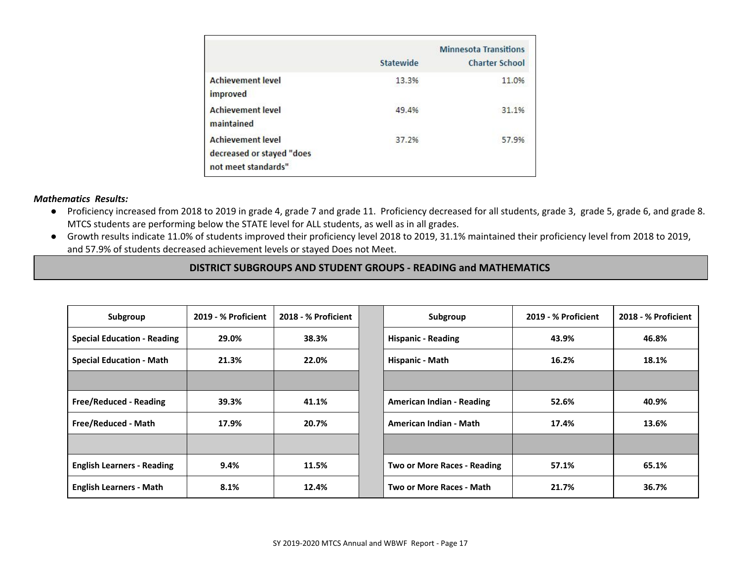| | Statewide | Minnesota Transitions Charter School |
|---|---|---|
| Achievement level improved | 13.3% | 11.0% |
| Achievement level maintained | 49.4% | 31.1% |
| Achievement level decreased or stayed "does not meet standards" | 37.2% | 57.9% |

***Mathematics Results:***

- Proficiency increased from 2018 to 2019 in grade 4, grade 7 and grade 11. Proficiency decreased for all students, grade 3, grade 5, grade 6, and grade 8. MTCS students are performing below the STATE level for ALL students, as well as in all grades.
- Growth results indicate 11.0% of students improved their proficiency level 2018 to 2019, 31.1% maintained their proficiency level from 2018 to 2019, and 57.9% of students decreased achievement levels or stayed Does not Meet.

## DISTRICT SUBGROUPS AND STUDENT GROUPS - READING and MATHEMATICS

| Subgroup | 2019 - % Proficient | 2018 - % Proficient | | Subgroup | 2019 - % Proficient | 2018 - % Proficient |
|---|---|---|---|---|---|---|
| **Special Education - Reading** | **29.0%** | **38.3%** | | **Hispanic - Reading** | **43.9%** | **46.8%** |
| **Special Education - Math** | **21.3%** | **22.0%** | | **Hispanic - Math** | **16.2%** | **18.1%** |
| | | | | | | |
| **Free/Reduced - Reading** | **39.3%** | **41.1%** | | **American Indian - Reading** | **52.6%** | **40.9%** |
| **Free/Reduced - Math** | **17.9%** | **20.7%** | | **American Indian - Math** | **17.4%** | **13.6%** |
| | | | | | | |
| **English Learners - Reading** | **9.4%** | **11.5%** | | **Two or More Races - Reading** | **57.1%** | **65.1%** |
| **English Learners - Math** | **8.1%** | **12.4%** | | **Two or More Races - Math** | **21.7%** | **36.7%** |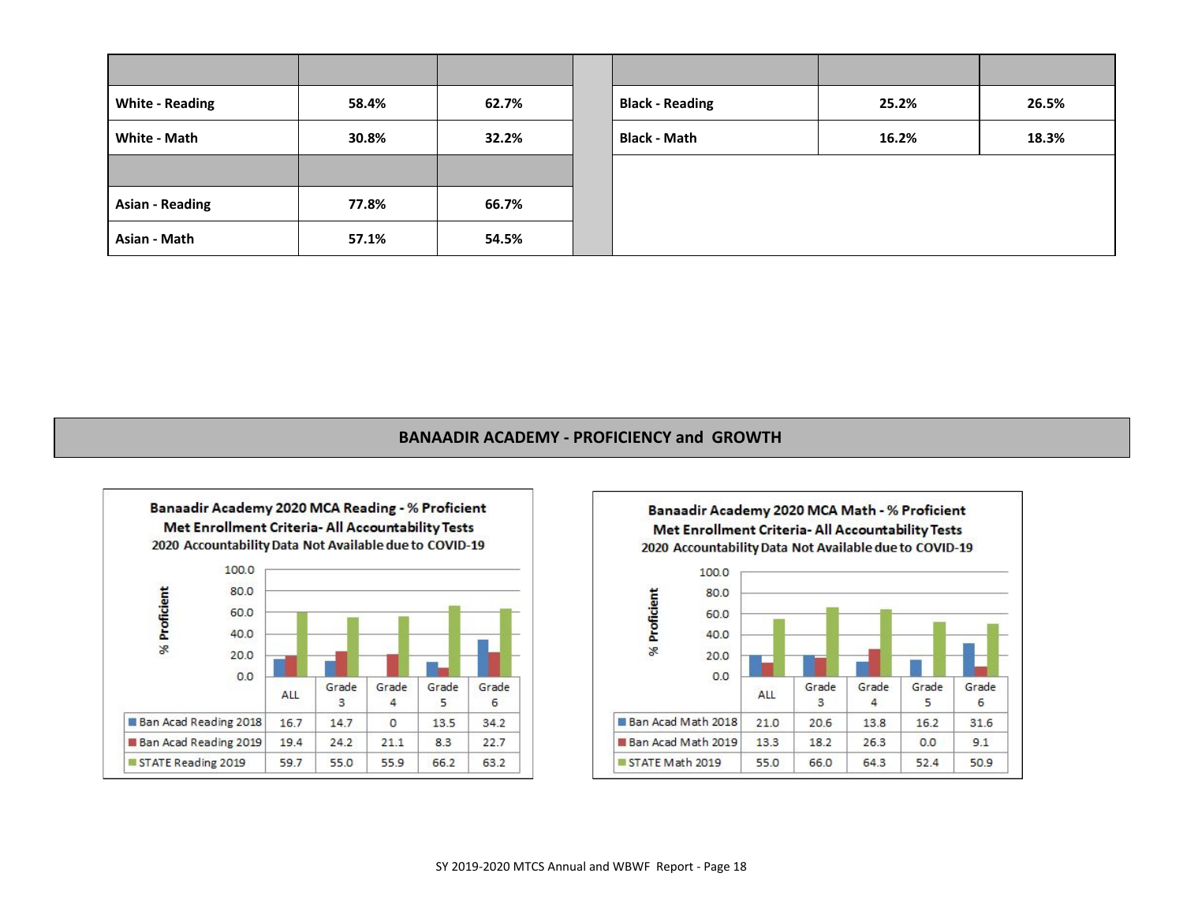| | | |
|---|---|---|
| White - Reading | 58.4% | 62.7% |
| White - Math | 30.8% | 32.2% |
| | | |
| Asian - Reading | 77.8% | 66.7% |
| Asian - Math | 57.1% | 54.5% |

| | | |
|---|---|---|
| Black - Reading | 25.2% | 26.5% |
| Black - Math | 16.2% | 18.3% |

## BANAADIR ACADEMY - PROFICIENCY and GROWTH

**Banaadir Academy 2020 MCA Reading - % Proficient**
**Met Enrollment Criteria- All Accountability Tests**
**2020 Accountability Data Not Available due to COVID-19**

| | ALL | Grade 3 | Grade 4 | Grade 5 | Grade 6 |
|---|---|---|---|---|---|
| Ban Acad Reading 2018 | 16.7 | 14.7 | 0 | 13.5 | 34.2 |
| Ban Acad Reading 2019 | 19.4 | 24.2 | 21.1 | 8.3 | 22.7 |
| STATE Reading 2019 | 59.7 | 55.0 | 55.9 | 66.2 | 63.2 |

**Banaadir Academy 2020 MCA Math - % Proficient**
**Met Enrollment Criteria- All Accountability Tests**
**2020 Accountability Data Not Available due to COVID-19**

| | ALL | Grade 3 | Grade 4 | Grade 5 | Grade 6 |
|---|---|---|---|---|---|
| Ban Acad Math 2018 | 21.0 | 20.6 | 13.8 | 16.2 | 31.6 |
| Ban Acad Math 2019 | 13.3 | 18.2 | 26.3 | 0.0 | 9.1 |
| STATE Math 2019 | 55.0 | 66.0 | 64.3 | 52.4 | 50.9 |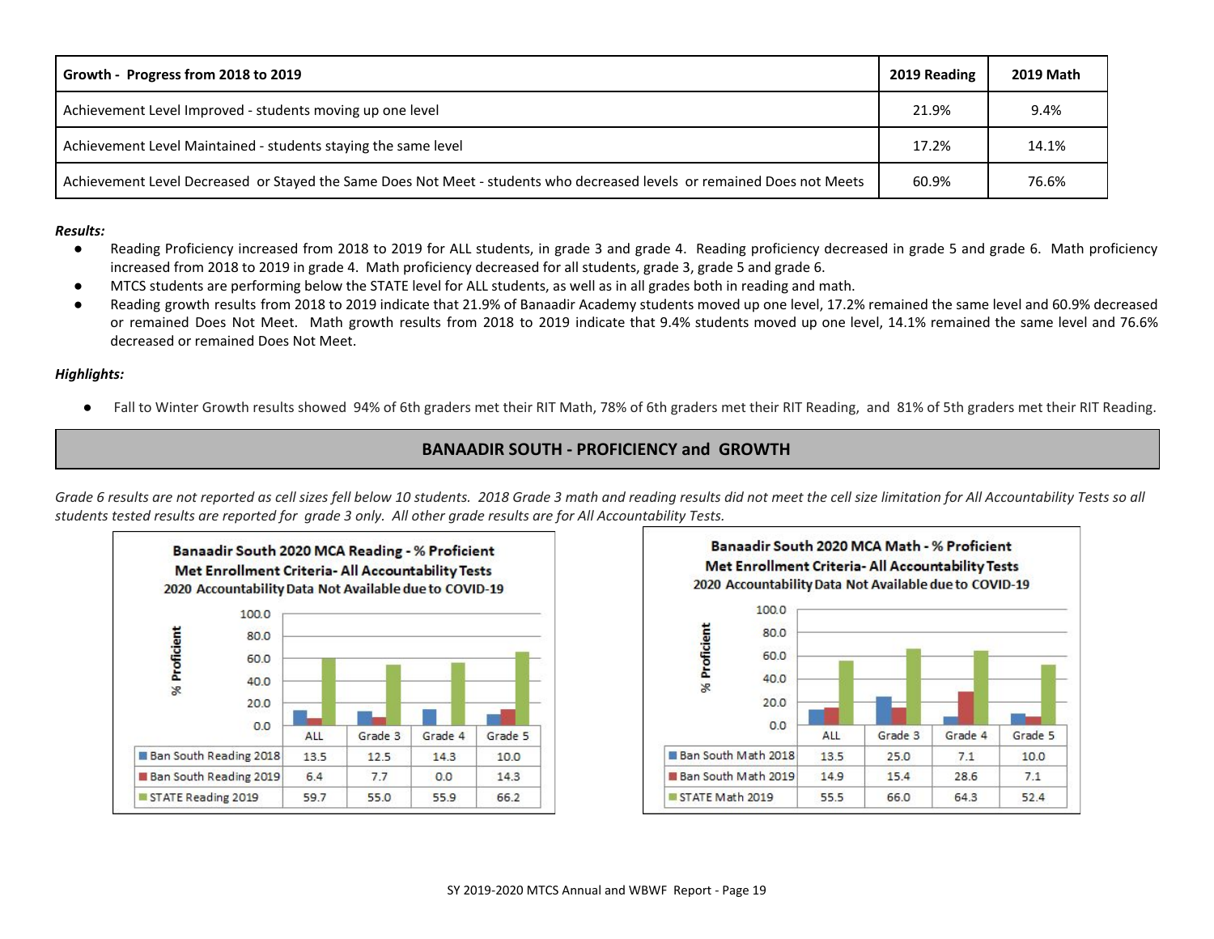| Growth - Progress from 2018 to 2019 | 2019 Reading | 2019 Math |
|---|---|---|
| Achievement Level Improved - students moving up one level | 21.9% | 9.4% |
| Achievement Level Maintained - students staying the same level | 17.2% | 14.1% |
| Achievement Level Decreased or Stayed the Same Does Not Meet - students who decreased levels or remained Does not Meets | 60.9% | 76.6% |

***Results:***

- Reading Proficiency increased from 2018 to 2019 for ALL students, in grade 3 and grade 4. Reading proficiency decreased in grade 5 and grade 6. Math proficiency increased from 2018 to 2019 in grade 4. Math proficiency decreased for all students, grade 3, grade 5 and grade 6.
- MTCS students are performing below the STATE level for ALL students, as well as in all grades both in reading and math.
- Reading growth results from 2018 to 2019 indicate that 21.9% of Banaadir Academy students moved up one level, 17.2% remained the same level and 60.9% decreased or remained Does Not Meet. Math growth results from 2018 to 2019 indicate that 9.4% students moved up one level, 14.1% remained the same level and 76.6% decreased or remained Does Not Meet.

***Highlights:***

- Fall to Winter Growth results showed 94% of 6th graders met their RIT Math, 78% of 6th graders met their RIT Reading, and 81% of 5th graders met their RIT Reading.

## BANAADIR SOUTH - PROFICIENCY and GROWTH

*Grade 6 results are not reported as cell sizes fell below 10 students. 2018 Grade 3 math and reading results did not meet the cell size limitation for All Accountability Tests so all students tested results are reported for grade 3 only. All other grade results are for All Accountability Tests.*

**Banaadir South 2020 MCA Reading - % Proficient**
**Met Enrollment Criteria- All Accountability Tests**
**2020 Accountability Data Not Available due to COVID-19**

| | ALL | Grade 3 | Grade 4 | Grade 5 |
|---|---|---|---|---|
| Ban South Reading 2018 | 13.5 | 12.5 | 14.3 | 10.0 |
| Ban South Reading 2019 | 6.4 | 7.7 | 0.0 | 14.3 |
| STATE Reading 2019 | 59.7 | 55.0 | 55.9 | 66.2 |

**Banaadir South 2020 MCA Math - % Proficient**
**Met Enrollment Criteria- All Accountability Tests**
**2020 Accountability Data Not Available due to COVID-19**

| | ALL | Grade 3 | Grade 4 | Grade 5 |
|---|---|---|---|---|
| Ban South Math 2018 | 13.5 | 25.0 | 7.1 | 10.0 |
| Ban South Math 2019 | 14.9 | 15.4 | 28.6 | 7.1 |
| STATE Math 2019 | 55.5 | 66.0 | 64.3 | 52.4 |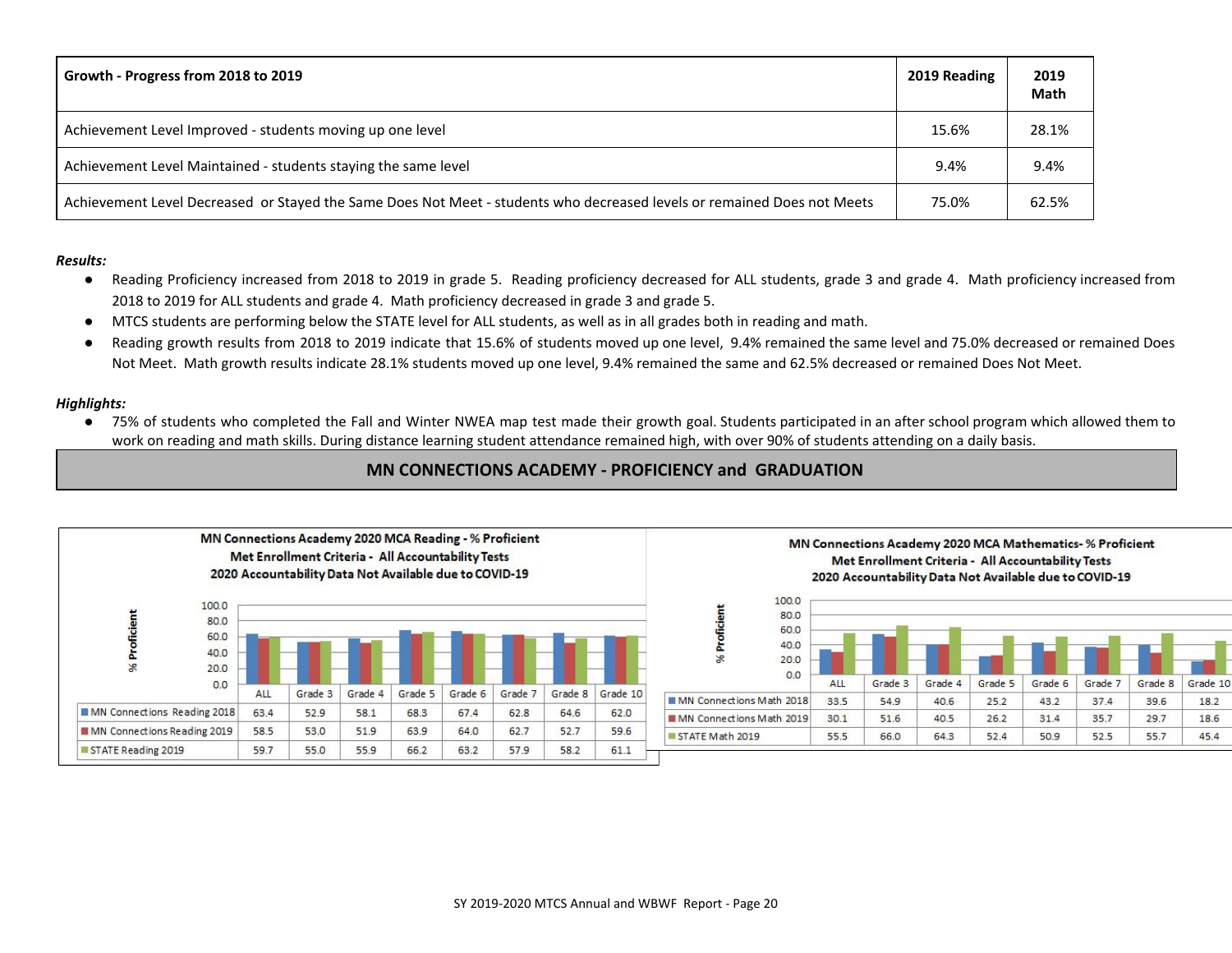| Growth - Progress from 2018 to 2019 | 2019 Reading | 2019 Math |
|---|---|---|
| Achievement Level Improved - students moving up one level | 15.6% | 28.1% |
| Achievement Level Maintained - students staying the same level | 9.4% | 9.4% |
| Achievement Level Decreased or Stayed the Same Does Not Meet - students who decreased levels or remained Does not Meets | 75.0% | 62.5% |

***Results:***

- Reading Proficiency increased from 2018 to 2019 in grade 5. Reading proficiency decreased for ALL students, grade 3 and grade 4. Math proficiency increased from 2018 to 2019 for ALL students and grade 4. Math proficiency decreased in grade 3 and grade 5.
- MTCS students are performing below the STATE level for ALL students, as well as in all grades both in reading and math.
- Reading growth results from 2018 to 2019 indicate that 15.6% of students moved up one level, 9.4% remained the same level and 75.0% decreased or remained Does Not Meet. Math growth results indicate 28.1% students moved up one level, 9.4% remained the same and 62.5% decreased or remained Does Not Meet.

***Highlights:***

- 75% of students who completed the Fall and Winter NWEA map test made their growth goal. Students participated in an after school program which allowed them to work on reading and math skills. During distance learning student attendance remained high, with over 90% of students attending on a daily basis.

## MN CONNECTIONS ACADEMY - PROFICIENCY and GRADUATION

**MN Connections Academy 2020 MCA Reading - % Proficient**
**Met Enrollment Criteria - All Accountability Tests**
**2020 Accountability Data Not Available due to COVID-19**

| | ALL | Grade 3 | Grade 4 | Grade 5 | Grade 6 | Grade 7 | Grade 8 | Grade 10 |
|---|---|---|---|---|---|---|---|---|
| MN Connections Reading 2018 | 63.4 | 52.9 | 58.1 | 68.3 | 67.4 | 62.8 | 64.6 | 62.0 |
| MN Connections Reading 2019 | 58.5 | 53.0 | 51.9 | 63.9 | 64.0 | 62.7 | 52.7 | 59.6 |
| STATE Reading 2019 | 59.7 | 55.0 | 55.9 | 66.2 | 63.2 | 57.9 | 58.2 | 61.1 |

**MN Connections Academy 2020 MCA Mathematics- % Proficient**
**Met Enrollment Criteria - All Accountability Tests**
**2020 Accountability Data Not Available due to COVID-19**

| | ALL | Grade 3 | Grade 4 | Grade 5 | Grade 6 | Grade 7 | Grade 8 | Grade 10 |
|---|---|---|---|---|---|---|---|---|
| MN Connections Math 2018 | 33.5 | 54.9 | 40.6 | 25.2 | 43.2 | 37.4 | 39.6 | 18.2 |
| MN Connections Math 2019 | 30.1 | 51.6 | 40.5 | 26.2 | 31.4 | 35.7 | 29.7 | 18.6 |
| STATE Math 2019 | 55.5 | 66.0 | 64.3 | 52.4 | 50.9 | 52.5 | 55.7 | 45.4 |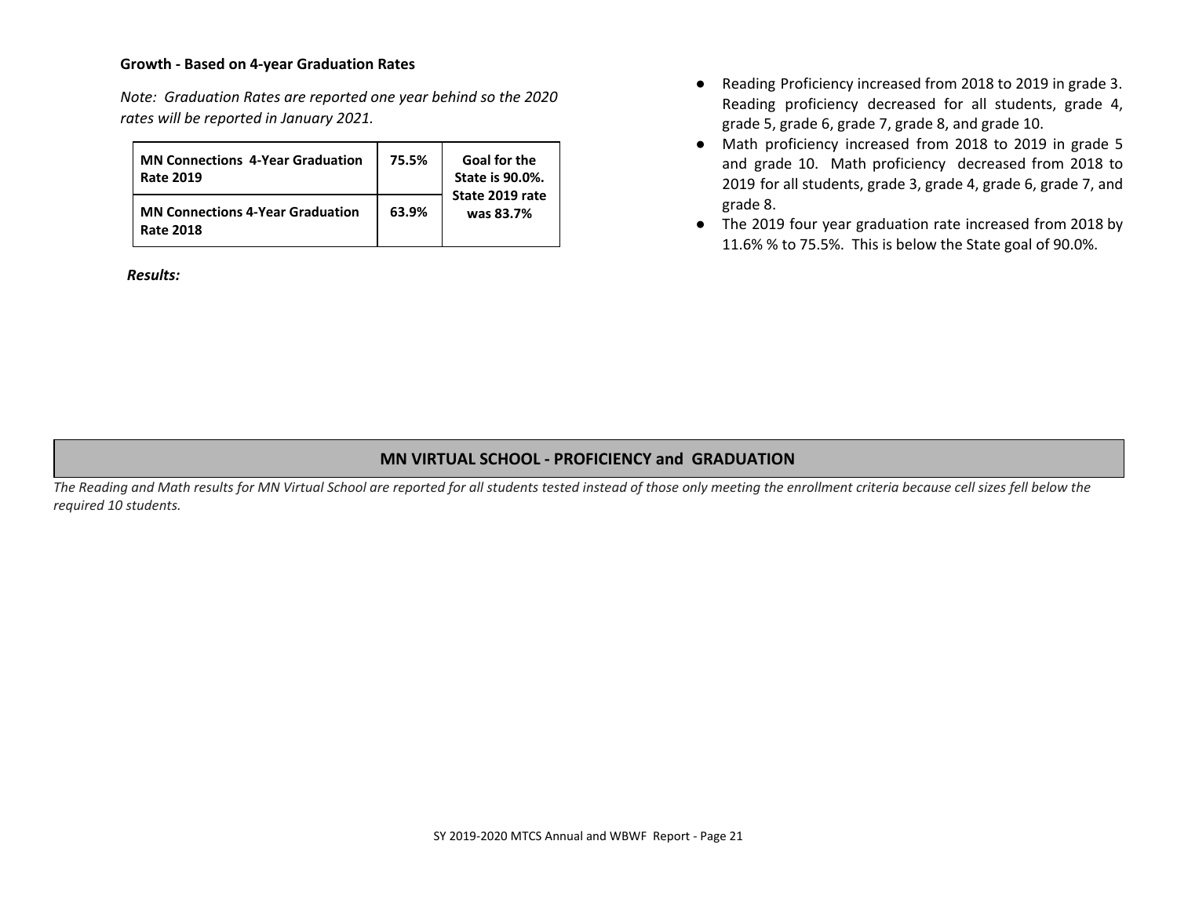**Growth - Based on 4-year Graduation Rates**

*Note: Graduation Rates are reported one year behind so the 2020 rates will be reported in January 2021.*

| | | |
|---|---|---|
| **MN Connections 4-Year Graduation Rate 2019** | **75.5%** | **Goal for the State is 90.0%. State 2019 rate was 83.7%** |
| **MN Connections 4-Year Graduation Rate 2018** | **63.9%** | |

***Results:***

- Reading Proficiency increased from 2018 to 2019 in grade 3. Reading proficiency decreased for all students, grade 4, grade 5, grade 6, grade 7, grade 8, and grade 10.
- Math proficiency increased from 2018 to 2019 in grade 5 and grade 10. Math proficiency decreased from 2018 to 2019 for all students, grade 3, grade 4, grade 6, grade 7, and grade 8.
- The 2019 four year graduation rate increased from 2018 by 11.6% % to 75.5%. This is below the State goal of 90.0%.

## MN VIRTUAL SCHOOL - PROFICIENCY and GRADUATION

*The Reading and Math results for MN Virtual School are reported for all students tested instead of those only meeting the enrollment criteria because cell sizes fell below the required 10 students.*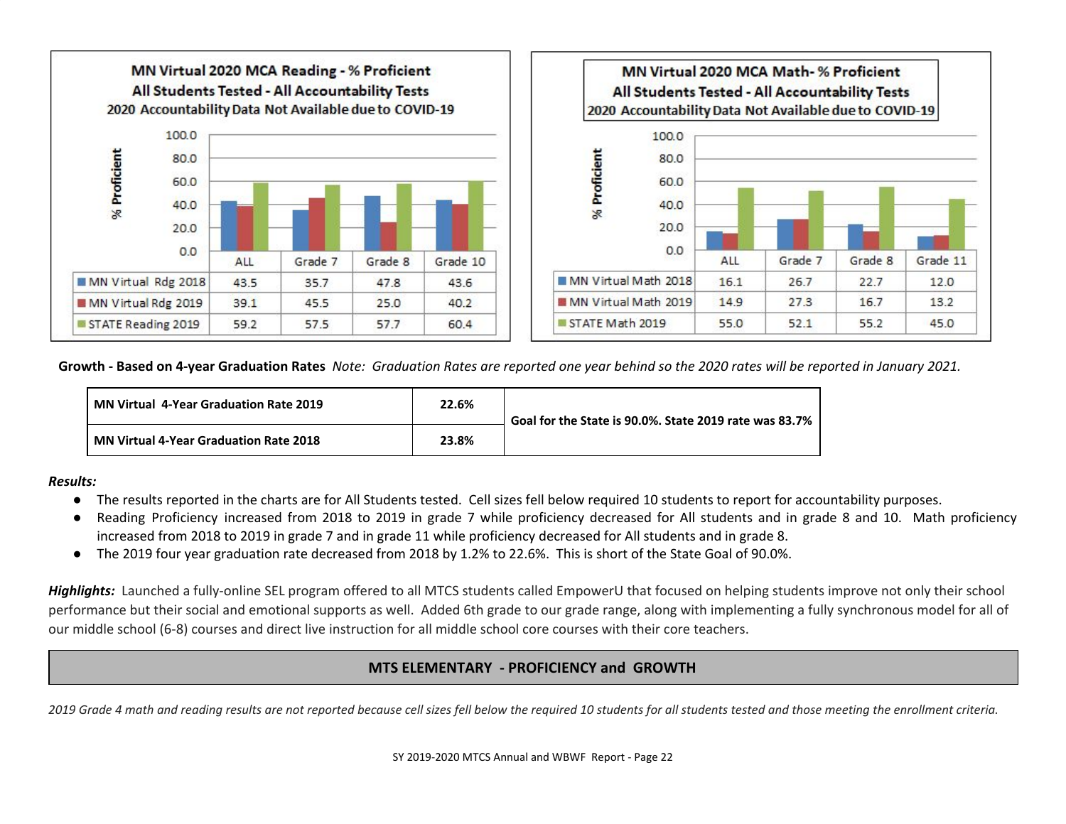**MN Virtual 2020 MCA Reading - % Proficient**
**All Students Tested - All Accountability Tests**
**2020 Accountability Data Not Available due to COVID-19**

| | ALL | Grade 7 | Grade 8 | Grade 10 |
|---|---|---|---|---|
| MN Virtual Rdg 2018 | 43.5 | 35.7 | 47.8 | 43.6 |
| MN Virtual Rdg 2019 | 39.1 | 45.5 | 25.0 | 40.2 |
| STATE Reading 2019 | 59.2 | 57.5 | 57.7 | 60.4 |

**MN Virtual 2020 MCA Math- % Proficient**
**All Students Tested - All Accountability Tests**
**2020 Accountability Data Not Available due to COVID-19**

| | ALL | Grade 7 | Grade 8 | Grade 11 |
|---|---|---|---|---|
| MN Virtual Math 2018 | 16.1 | 26.7 | 22.7 | 12.0 |
| MN Virtual Math 2019 | 14.9 | 27.3 | 16.7 | 13.2 |
| STATE Math 2019 | 55.0 | 52.1 | 55.2 | 45.0 |

**Growth - Based on 4-year Graduation Rates** *Note: Graduation Rates are reported one year behind so the 2020 rates will be reported in January 2021.*

| | | |
|---|---|---|
| **MN Virtual 4-Year Graduation Rate 2019** | **22.6%** | **Goal for the State is 90.0%. State 2019 rate was 83.7%** |
| **MN Virtual 4-Year Graduation Rate 2018** | **23.8%** | |

***Results:***

- The results reported in the charts are for All Students tested. Cell sizes fell below required 10 students to report for accountability purposes.
- Reading Proficiency increased from 2018 to 2019 in grade 7 while proficiency decreased for All students and in grade 8 and 10. Math proficiency increased from 2018 to 2019 in grade 7 and in grade 11 while proficiency decreased for All students and in grade 8.
- The 2019 four year graduation rate decreased from 2018 by 1.2% to 22.6%. This is short of the State Goal of 90.0%.

***Highlights:*** Launched a fully-online SEL program offered to all MTCS students called EmpowerU that focused on helping students improve not only their school performance but their social and emotional supports as well. Added 6th grade to our grade range, along with implementing a fully synchronous model for all of our middle school (6-8) courses and direct live instruction for all middle school core courses with their core teachers.

## MTS ELEMENTARY - PROFICIENCY and GROWTH

*2019 Grade 4 math and reading results are not reported because cell sizes fell below the required 10 students for all students tested and those meeting the enrollment criteria.*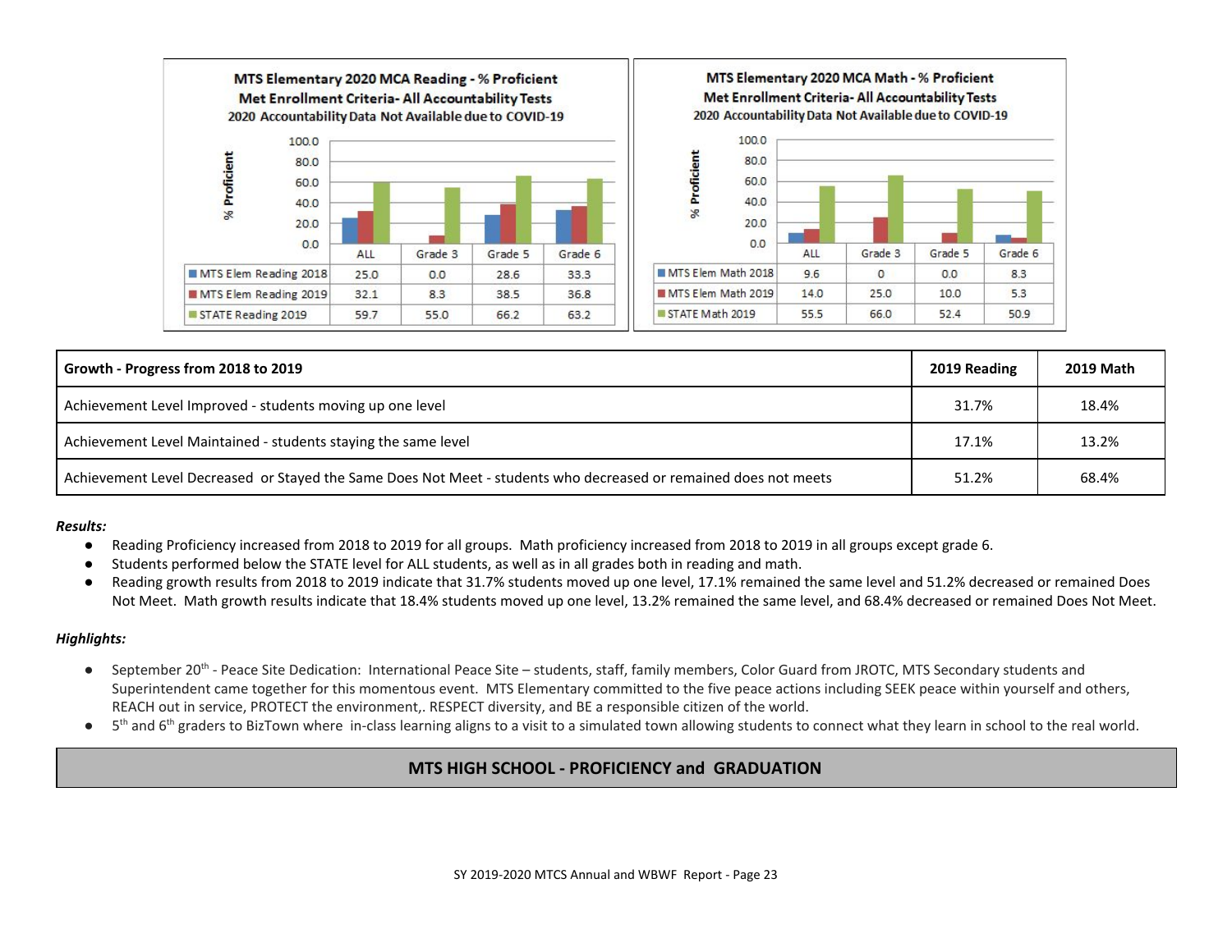**MTS Elementary 2020 MCA Reading - % Proficient**
**Met Enrollment Criteria- All Accountability Tests**
**2020 Accountability Data Not Available due to COVID-19**

| | ALL | Grade 3 | Grade 5 | Grade 6 |
|---|---|---|---|---|
| MTS Elem Reading 2018 | 25.0 | 0.0 | 28.6 | 33.3 |
| MTS Elem Reading 2019 | 32.1 | 8.3 | 38.5 | 36.8 |
| STATE Reading 2019 | 59.7 | 55.0 | 66.2 | 63.2 |

**MTS Elementary 2020 MCA Math - % Proficient**
**Met Enrollment Criteria- All Accountability Tests**
**2020 Accountability Data Not Available due to COVID-19**

| | ALL | Grade 3 | Grade 5 | Grade 6 |
|---|---|---|---|---|
| MTS Elem Math 2018 | 9.6 | 0 | 0.0 | 8.3 |
| MTS Elem Math 2019 | 14.0 | 25.0 | 10.0 | 5.3 |
| STATE Math 2019 | 55.5 | 66.0 | 52.4 | 50.9 |

| Growth - Progress from 2018 to 2019 | 2019 Reading | 2019 Math |
|---|---|---|
| Achievement Level Improved - students moving up one level | 31.7% | 18.4% |
| Achievement Level Maintained - students staying the same level | 17.1% | 13.2% |
| Achievement Level Decreased or Stayed the Same Does Not Meet - students who decreased or remained does not meets | 51.2% | 68.4% |

***Results:***

- Reading Proficiency increased from 2018 to 2019 for all groups. Math proficiency increased from 2018 to 2019 in all groups except grade 6.
- Students performed below the STATE level for ALL students, as well as in all grades both in reading and math.
- Reading growth results from 2018 to 2019 indicate that 31.7% students moved up one level, 17.1% remained the same level and 51.2% decreased or remained Does Not Meet. Math growth results indicate that 18.4% students moved up one level, 13.2% remained the same level, and 68.4% decreased or remained Does Not Meet.

***Highlights:***

- September 20th - Peace Site Dedication: International Peace Site – students, staff, family members, Color Guard from JROTC, MTS Secondary students and Superintendent came together for this momentous event. MTS Elementary committed to the five peace actions including SEEK peace within yourself and others, REACH out in service, PROTECT the environment,. RESPECT diversity, and BE a responsible citizen of the world.
- 5th and 6th graders to BizTown where in-class learning aligns to a visit to a simulated town allowing students to connect what they learn in school to the real world.

## MTS HIGH SCHOOL - PROFICIENCY and GRADUATION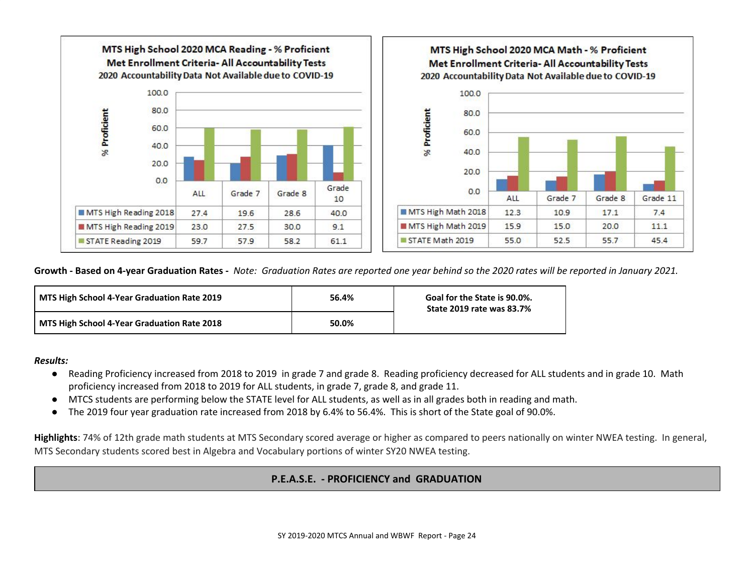**MTS High School 2020 MCA Reading - % Proficient**
**Met Enrollment Criteria- All Accountability Tests**
**2020 Accountability Data Not Available due to COVID-19**

| | ALL | Grade 7 | Grade 8 | Grade 10 |
|---|---|---|---|---|
| MTS High Reading 2018 | 27.4 | 19.6 | 28.6 | 40.0 |
| MTS High Reading 2019 | 23.0 | 27.5 | 30.0 | 9.1 |
| STATE Reading 2019 | 59.7 | 57.9 | 58.2 | 61.1 |

**MTS High School 2020 MCA Math - % Proficient**
**Met Enrollment Criteria- All Accountability Tests**
**2020 Accountability Data Not Available due to COVID-19**

| | ALL | Grade 7 | Grade 8 | Grade 11 |
|---|---|---|---|---|
| MTS High Math 2018 | 12.3 | 10.9 | 17.1 | 7.4 |
| MTS High Math 2019 | 15.9 | 15.0 | 20.0 | 11.1 |
| STATE Math 2019 | 55.0 | 52.5 | 55.7 | 45.4 |

**Growth - Based on 4-year Graduation Rates -** *Note: Graduation Rates are reported one year behind so the 2020 rates will be reported in January 2021.*

| | | |
|---|---|---|
| **MTS High School 4-Year Graduation Rate 2019** | **56.4%** | **Goal for the State is 90.0%. State 2019 rate was 83.7%** |
| **MTS High School 4-Year Graduation Rate 2018** | **50.0%** | |

***Results:***

- Reading Proficiency increased from 2018 to 2019 in grade 7 and grade 8. Reading proficiency decreased for ALL students and in grade 10. Math proficiency increased from 2018 to 2019 for ALL students, in grade 7, grade 8, and grade 11.
- MTCS students are performing below the STATE level for ALL students, as well as in all grades both in reading and math.
- The 2019 four year graduation rate increased from 2018 by 6.4% to 56.4%. This is short of the State goal of 90.0%.

**Highlights**: 74% of 12th grade math students at MTS Secondary scored average or higher as compared to peers nationally on winter NWEA testing. In general, MTS Secondary students scored best in Algebra and Vocabulary portions of winter SY20 NWEA testing.

## P.E.A.S.E. - PROFICIENCY and GRADUATION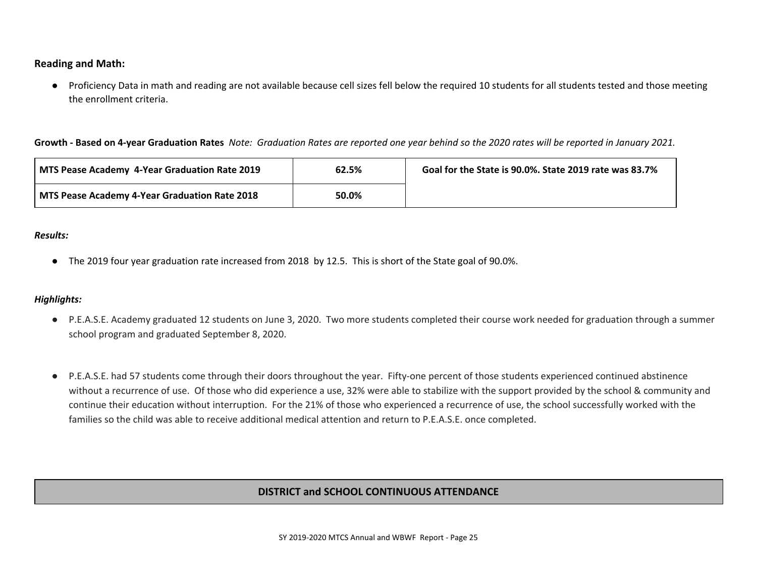**Reading and Math:**

- Proficiency Data in math and reading are not available because cell sizes fell below the required 10 students for all students tested and those meeting the enrollment criteria.

**Growth - Based on 4-year Graduation Rates** *Note: Graduation Rates are reported one year behind so the 2020 rates will be reported in January 2021.*

| MTS Pease Academy 4-Year Graduation Rate 2019 | 62.5% | Goal for the State is 90.0%. State 2019 rate was 83.7% |
|---|---|---|
| **MTS Pease Academy 4-Year Graduation Rate 2018** | **50.0%** | |

***Results:***

- The 2019 four year graduation rate increased from 2018 by 12.5. This is short of the State goal of 90.0%.

***Highlights:***

- P.E.A.S.E. Academy graduated 12 students on June 3, 2020. Two more students completed their course work needed for graduation through a summer school program and graduated September 8, 2020.

- P.E.A.S.E. had 57 students come through their doors throughout the year. Fifty-one percent of those students experienced continued abstinence without a recurrence of use. Of those who did experience a use, 32% were able to stabilize with the support provided by the school & community and continue their education without interruption. For the 21% of those who experienced a recurrence of use, the school successfully worked with the families so the child was able to receive additional medical attention and return to P.E.A.S.E. once completed.

## DISTRICT and SCHOOL CONTINUOUS ATTENDANCE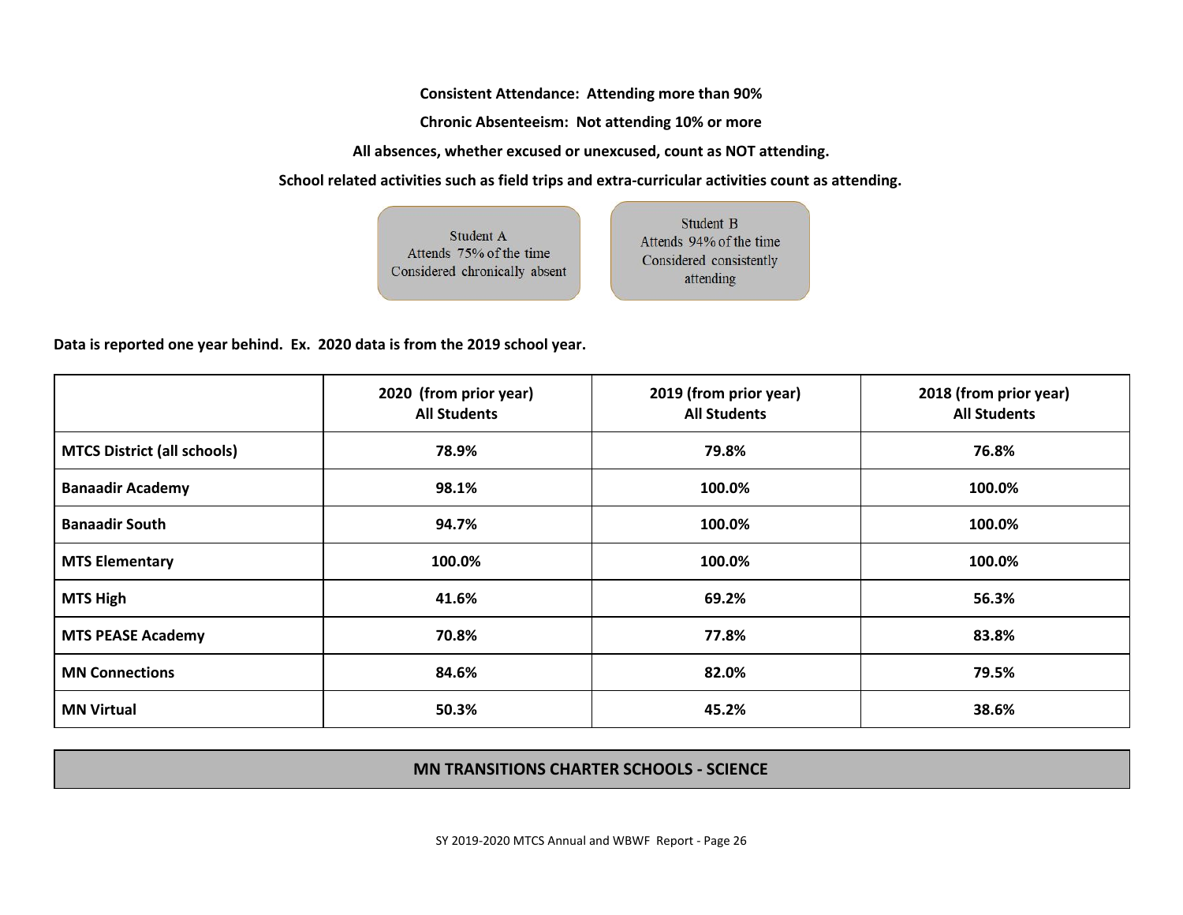**Consistent Attendance: Attending more than 90%**

**Chronic Absenteeism: Not attending 10% or more**

**All absences, whether excused or unexcused, count as NOT attending.**

**School related activities such as field trips and extra-curricular activities count as attending.**

Student A
Attends 75% of the time
Considered chronically absent

Student B
Attends 94% of the time
Considered consistently attending

**Data is reported one year behind. Ex. 2020 data is from the 2019 school year.**

| | 2020 (from prior year) All Students | 2019 (from prior year) All Students | 2018 (from prior year) All Students |
|---|---|---|---|
| **MTCS District (all schools)** | **78.9%** | **79.8%** | **76.8%** |
| **Banaadir Academy** | **98.1%** | **100.0%** | **100.0%** |
| **Banaadir South** | **94.7%** | **100.0%** | **100.0%** |
| **MTS Elementary** | **100.0%** | **100.0%** | **100.0%** |
| **MTS High** | **41.6%** | **69.2%** | **56.3%** |
| **MTS PEASE Academy** | **70.8%** | **77.8%** | **83.8%** |
| **MN Connections** | **84.6%** | **82.0%** | **79.5%** |
| **MN Virtual** | **50.3%** | **45.2%** | **38.6%** |

## MN TRANSITIONS CHARTER SCHOOLS - SCIENCE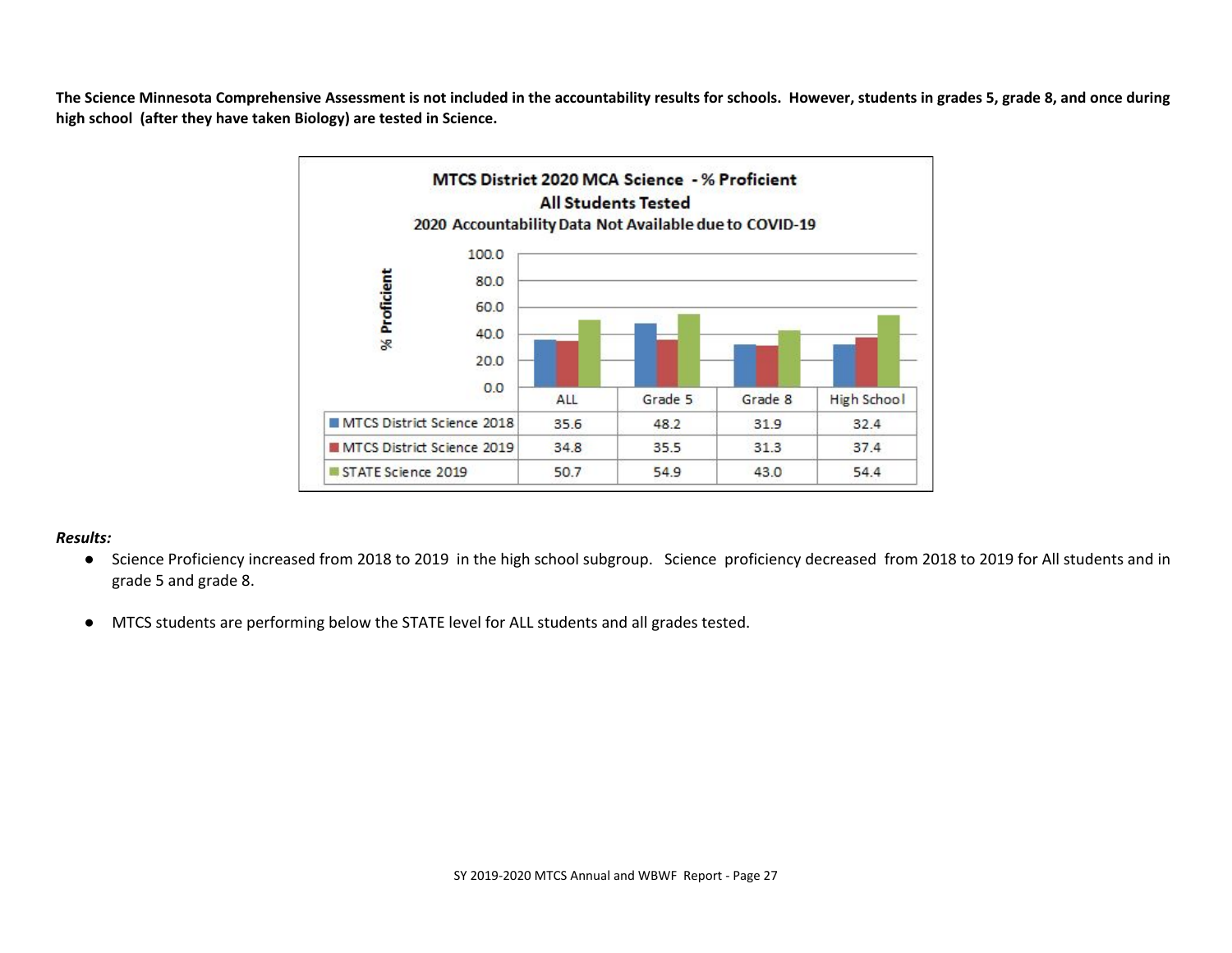**The Science Minnesota Comprehensive Assessment is not included in the accountability results for schools. However, students in grades 5, grade 8, and once during high school (after they have taken Biology) are tested in Science.**

MTCS District 2020 MCA Science - % Proficient

All Students Tested

2020 Accountability Data Not Available due to COVID-19

% Proficient

100.0
80.0
60.0
40.0
20.0
0.0

ALL Grade 5 Grade 8 High School

MTCS District Science 2018 35.6 48.2 31.9 32.4

MTCS District Science 2019 34.8 35.5 31.3 37.4

STATE Science 2019 50.7 54.9 43.0 54.4

***Results:***

- Science Proficiency increased from 2018 to 2019 in the high school subgroup. Science proficiency decreased from 2018 to 2019 for All students and in grade 5 and grade 8.
- MTCS students are performing below the STATE level for ALL students and all grades tested.